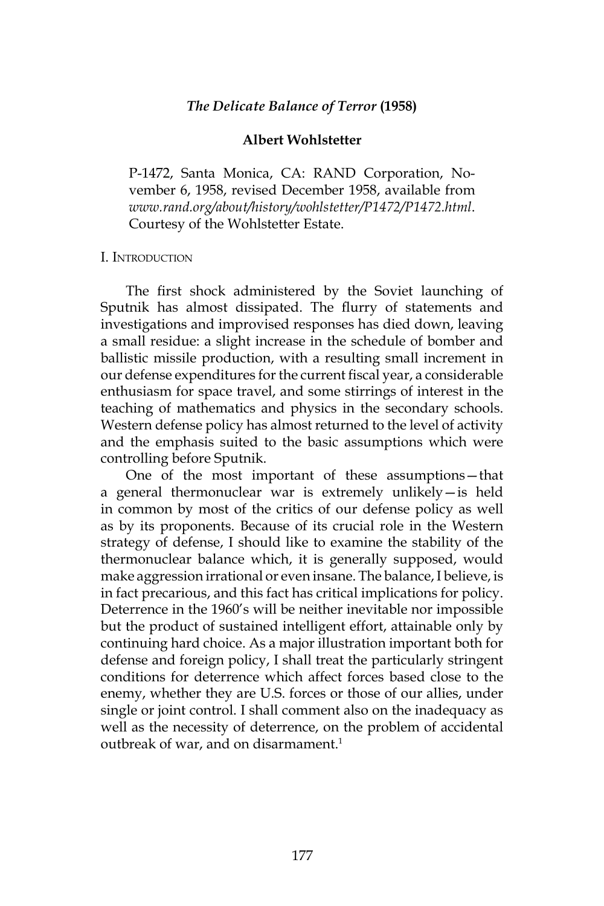# *The Delicate Balance of Terror* (1958)

**Albert Wohlstetter**

P-1472, Santa Monica, CA: RAND Corporation, November 6, 1958, revised December 1958, available from *www.rand.org/about/history/wohlstetter/P1472/P1472.html*. Courtesy of the Wohlstetter Estate.

## I. Introduction

The first shock administered by the Soviet launching of Sputnik has almost dissipated. The flurry of statements and investigations and improvised responses has died down, leaving a small residue: a slight increase in the schedule of bomber and ballistic missile production, with a resulting small increment in our defense expenditures for the current fiscal year, a considerable enthusiasm for space travel, and some stirrings of interest in the teaching of mathematics and physics in the secondary schools. Western defense policy has almost returned to the level of activity and the emphasis suited to the basic assumptions which were controlling before Sputnik.

One of the most important of these assumptions—that a general thermonuclear war is extremely unlikely—is held in common by most of the critics of our defense policy as well as by its proponents. Because of its crucial role in the Western strategy of defense, I should like to examine the stability of the thermonuclear balance which, it is generally supposed, would make aggression irrational or even insane. The balance, I believe, is in fact precarious, and this fact has critical implications for policy. Deterrence in the 1960's will be neither inevitable nor impossible but the product of sustained intelligent effort, attainable only by continuing hard choice. As a major illustration important both for defense and foreign policy, I shall treat the particularly stringent conditions for deterrence which affect forces based close to the enemy, whether they are U.S. forces or those of our allies, under single or joint control. I shall comment also on the inadequacy as well as the necessity of deterrence, on the problem of accidental outbreak of war, and on disarmament.[1]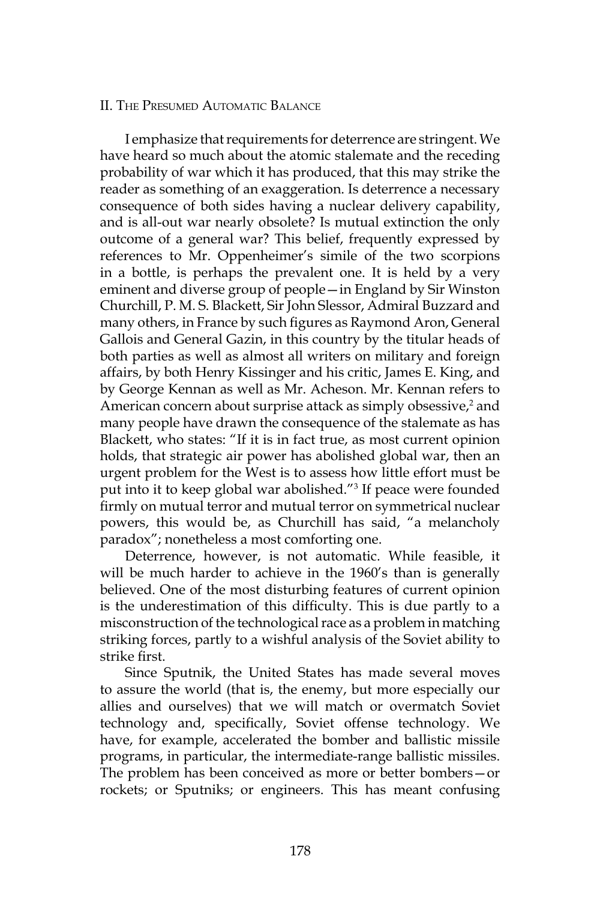## II. The Presumed Automatic Balance

I emphasize that requirements for deterrence are stringent. We have heard so much about the atomic stalemate and the receding probability of war which it has produced, that this may strike the reader as something of an exaggeration. Is deterrence a necessary consequence of both sides having a nuclear delivery capability, and is all-out war nearly obsolete? Is mutual extinction the only outcome of a general war? This belief, frequently expressed by references to Mr. Oppenheimer's simile of the two scorpions in a bottle, is perhaps the prevalent one. It is held by a very eminent and diverse group of people—in England by Sir Winston Churchill, P. M. S. Blackett, Sir John Slessor, Admiral Buzzard and many others, in France by such figures as Raymond Aron, General Gallois and General Gazin, in this country by the titular heads of both parties as well as almost all writers on military and foreign affairs, by both Henry Kissinger and his critic, James E. King, and by George Kennan as well as Mr. Acheson. Mr. Kennan refers to American concern about surprise attack as simply obsessive,[2] and many people have drawn the consequence of the stalemate as has Blackett, who states: "If it is in fact true, as most current opinion holds, that strategic air power has abolished global war, then an urgent problem for the West is to assess how little effort must be put into it to keep global war abolished."[3] If peace were founded firmly on mutual terror and mutual terror on symmetrical nuclear powers, this would be, as Churchill has said, "a melancholy paradox"; nonetheless a most comforting one.

Deterrence, however, is not automatic. While feasible, it will be much harder to achieve in the 1960's than is generally believed. One of the most disturbing features of current opinion is the underestimation of this difficulty. This is due partly to a misconstruction of the technological race as a problem in matching striking forces, partly to a wishful analysis of the Soviet ability to strike first.

Since Sputnik, the United States has made several moves to assure the world (that is, the enemy, but more especially our allies and ourselves) that we will match or overmatch Soviet technology and, specifically, Soviet offense technology. We have, for example, accelerated the bomber and ballistic missile programs, in particular, the intermediate-range ballistic missiles. The problem has been conceived as more or better bombers—or rockets; or Sputniks; or engineers. This has meant confusing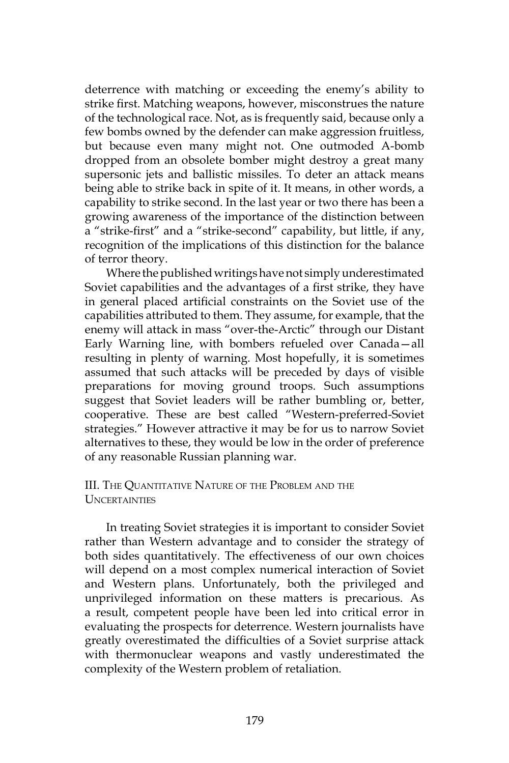deterrence with matching or exceeding the enemy's ability to strike first. Matching weapons, however, misconstrues the nature of the technological race. Not, as is frequently said, because only a few bombs owned by the defender can make aggression fruitless, but because even many might not. One outmoded A-bomb dropped from an obsolete bomber might destroy a great many supersonic jets and ballistic missiles. To deter an attack means being able to strike back in spite of it. It means, in other words, a capability to strike second. In the last year or two there has been a growing awareness of the importance of the distinction between a "strike-first" and a "strike-second" capability, but little, if any, recognition of the implications of this distinction for the balance of terror theory.

Where the published writings have not simply underestimated Soviet capabilities and the advantages of a first strike, they have in general placed artificial constraints on the Soviet use of the capabilities attributed to them. They assume, for example, that the enemy will attack in mass "over-the-Arctic" through our Distant Early Warning line, with bombers refueled over Canada—all resulting in plenty of warning. Most hopefully, it is sometimes assumed that such attacks will be preceded by days of visible preparations for moving ground troops. Such assumptions suggest that Soviet leaders will be rather bumbling or, better, cooperative. These are best called "Western-preferred-Soviet strategies." However attractive it may be for us to narrow Soviet alternatives to these, they would be low in the order of preference of any reasonable Russian planning war.

## III. The Quantitative Nature of the Problem and the Uncertainties

In treating Soviet strategies it is important to consider Soviet rather than Western advantage and to consider the strategy of both sides quantitatively. The effectiveness of our own choices will depend on a most complex numerical interaction of Soviet and Western plans. Unfortunately, both the privileged and unprivileged information on these matters is precarious. As a result, competent people have been led into critical error in evaluating the prospects for deterrence. Western journalists have greatly overestimated the difficulties of a Soviet surprise attack with thermonuclear weapons and vastly underestimated the complexity of the Western problem of retaliation.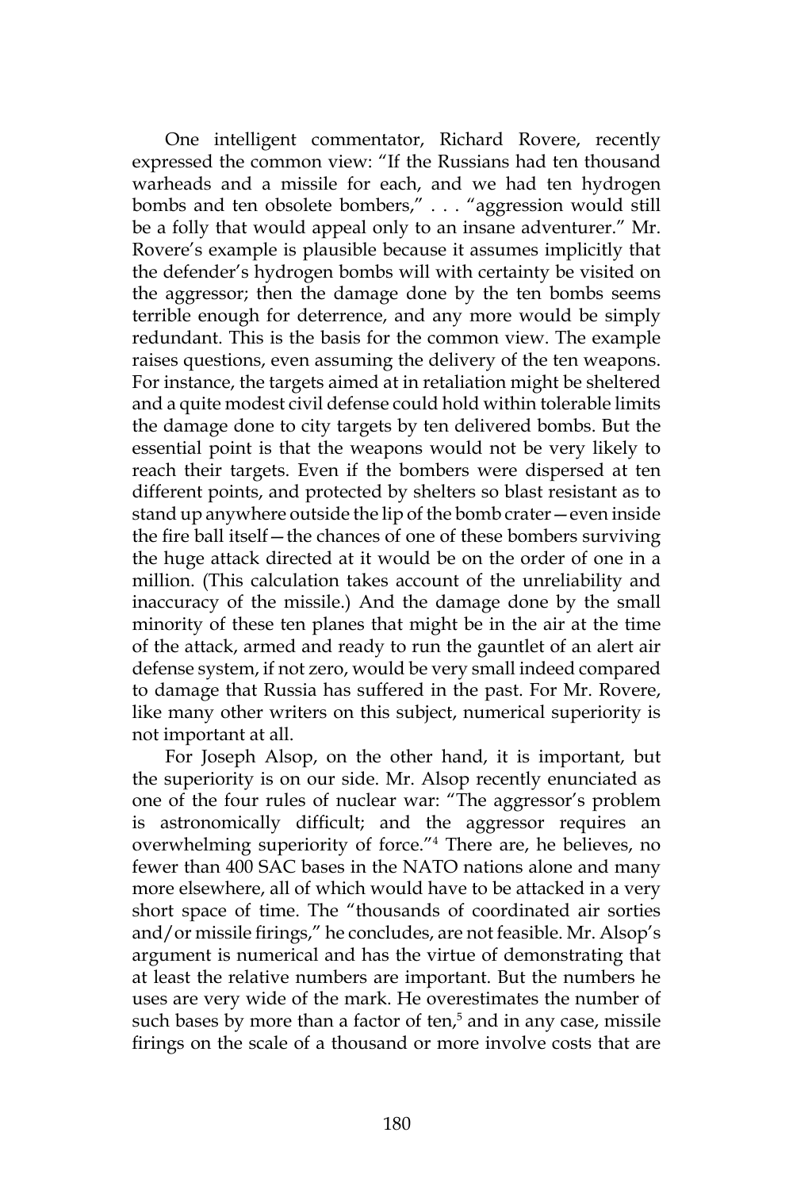One intelligent commentator, Richard Rovere, recently expressed the common view: "If the Russians had ten thousand warheads and a missile for each, and we had ten hydrogen bombs and ten obsolete bombers," . . . "aggression would still be a folly that would appeal only to an insane adventurer." Mr. Rovere's example is plausible because it assumes implicitly that the defender's hydrogen bombs will with certainty be visited on the aggressor; then the damage done by the ten bombs seems terrible enough for deterrence, and any more would be simply redundant. This is the basis for the common view. The example raises questions, even assuming the delivery of the ten weapons. For instance, the targets aimed at in retaliation might be sheltered and a quite modest civil defense could hold within tolerable limits the damage done to city targets by ten delivered bombs. But the essential point is that the weapons would not be very likely to reach their targets. Even if the bombers were dispersed at ten different points, and protected by shelters so blast resistant as to stand up anywhere outside the lip of the bomb crater—even inside the fire ball itself—the chances of one of these bombers surviving the huge attack directed at it would be on the order of one in a million. (This calculation takes account of the unreliability and inaccuracy of the missile.) And the damage done by the small minority of these ten planes that might be in the air at the time of the attack, armed and ready to run the gauntlet of an alert air defense system, if not zero, would be very small indeed compared to damage that Russia has suffered in the past. For Mr. Rovere, like many other writers on this subject, numerical superiority is not important at all.

For Joseph Alsop, on the other hand, it is important, but the superiority is on our side. Mr. Alsop recently enunciated as one of the four rules of nuclear war: "The aggressor's problem is astronomically difficult; and the aggressor requires an overwhelming superiority of force."[4] There are, he believes, no fewer than 400 SAC bases in the NATO nations alone and many more elsewhere, all of which would have to be attacked in a very short space of time. The "thousands of coordinated air sorties and/or missile firings," he concludes, are not feasible. Mr. Alsop's argument is numerical and has the virtue of demonstrating that at least the relative numbers are important. But the numbers he uses are very wide of the mark. He overestimates the number of such bases by more than a factor of ten,[5] and in any case, missile firings on the scale of a thousand or more involve costs that are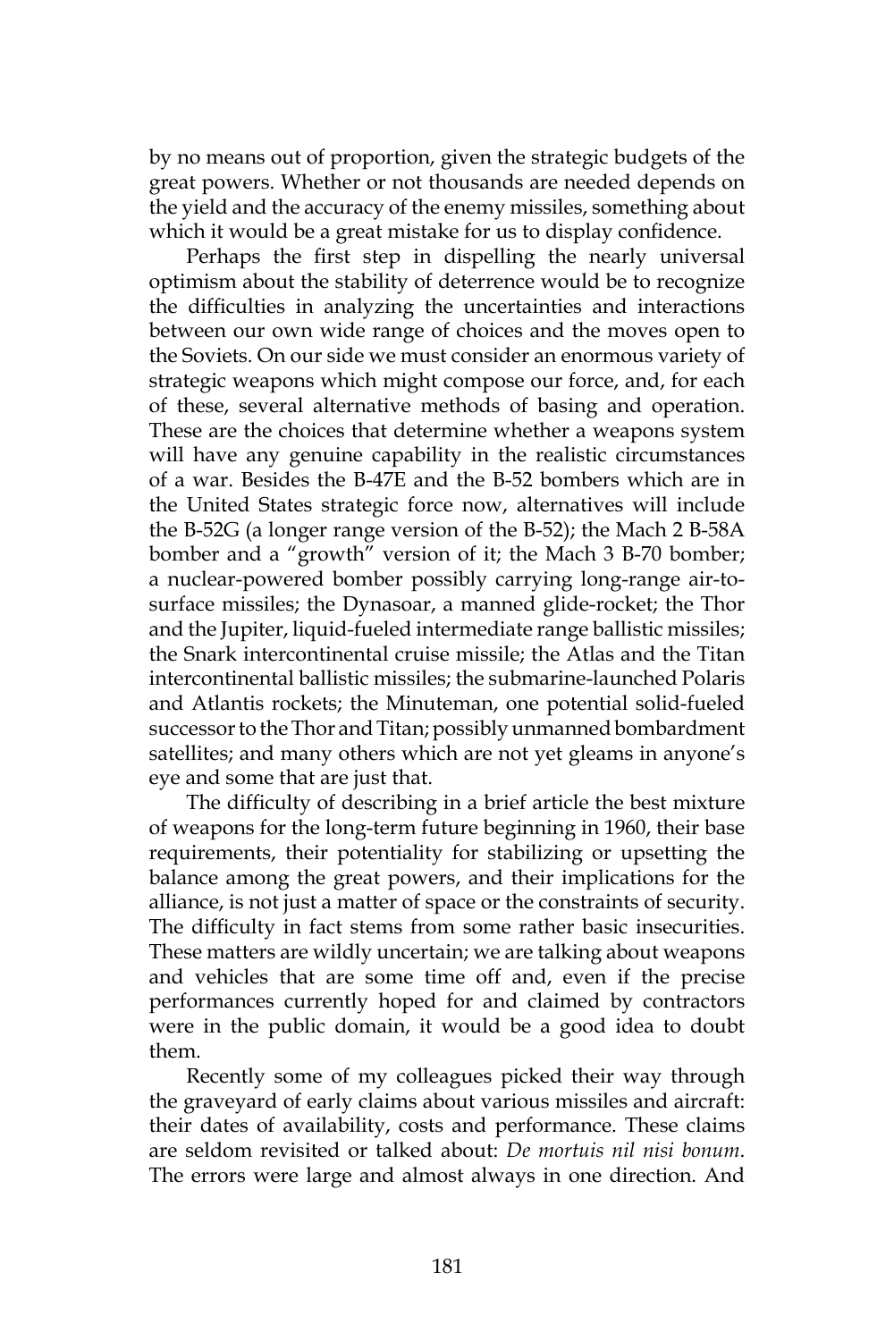by no means out of proportion, given the strategic budgets of the great powers. Whether or not thousands are needed depends on the yield and the accuracy of the enemy missiles, something about which it would be a great mistake for us to display confidence.

Perhaps the first step in dispelling the nearly universal optimism about the stability of deterrence would be to recognize the difficulties in analyzing the uncertainties and interactions between our own wide range of choices and the moves open to the Soviets. On our side we must consider an enormous variety of strategic weapons which might compose our force, and, for each of these, several alternative methods of basing and operation. These are the choices that determine whether a weapons system will have any genuine capability in the realistic circumstances of a war. Besides the B-47E and the B-52 bombers which are in the United States strategic force now, alternatives will include the B-52G (a longer range version of the B-52); the Mach 2 B-58A bomber and a "growth" version of it; the Mach 3 B-70 bomber; a nuclear-powered bomber possibly carrying long-range air-to-surface missiles; the Dynasoar, a manned glide-rocket; the Thor and the Jupiter, liquid-fueled intermediate range ballistic missiles; the Snark intercontinental cruise missile; the Atlas and the Titan intercontinental ballistic missiles; the submarine-launched Polaris and Atlantis rockets; the Minuteman, one potential solid-fueled successor to the Thor and Titan; possibly unmanned bombardment satellites; and many others which are not yet gleams in anyone's eye and some that are just that.

The difficulty of describing in a brief article the best mixture of weapons for the long-term future beginning in 1960, their base requirements, their potentiality for stabilizing or upsetting the balance among the great powers, and their implications for the alliance, is not just a matter of space or the constraints of security. The difficulty in fact stems from some rather basic insecurities. These matters are wildly uncertain; we are talking about weapons and vehicles that are some time off and, even if the precise performances currently hoped for and claimed by contractors were in the public domain, it would be a good idea to doubt them.

Recently some of my colleagues picked their way through the graveyard of early claims about various missiles and aircraft: their dates of availability, costs and performance. These claims are seldom revisited or talked about: *De mortuis nil nisi bonum*. The errors were large and almost always in one direction. And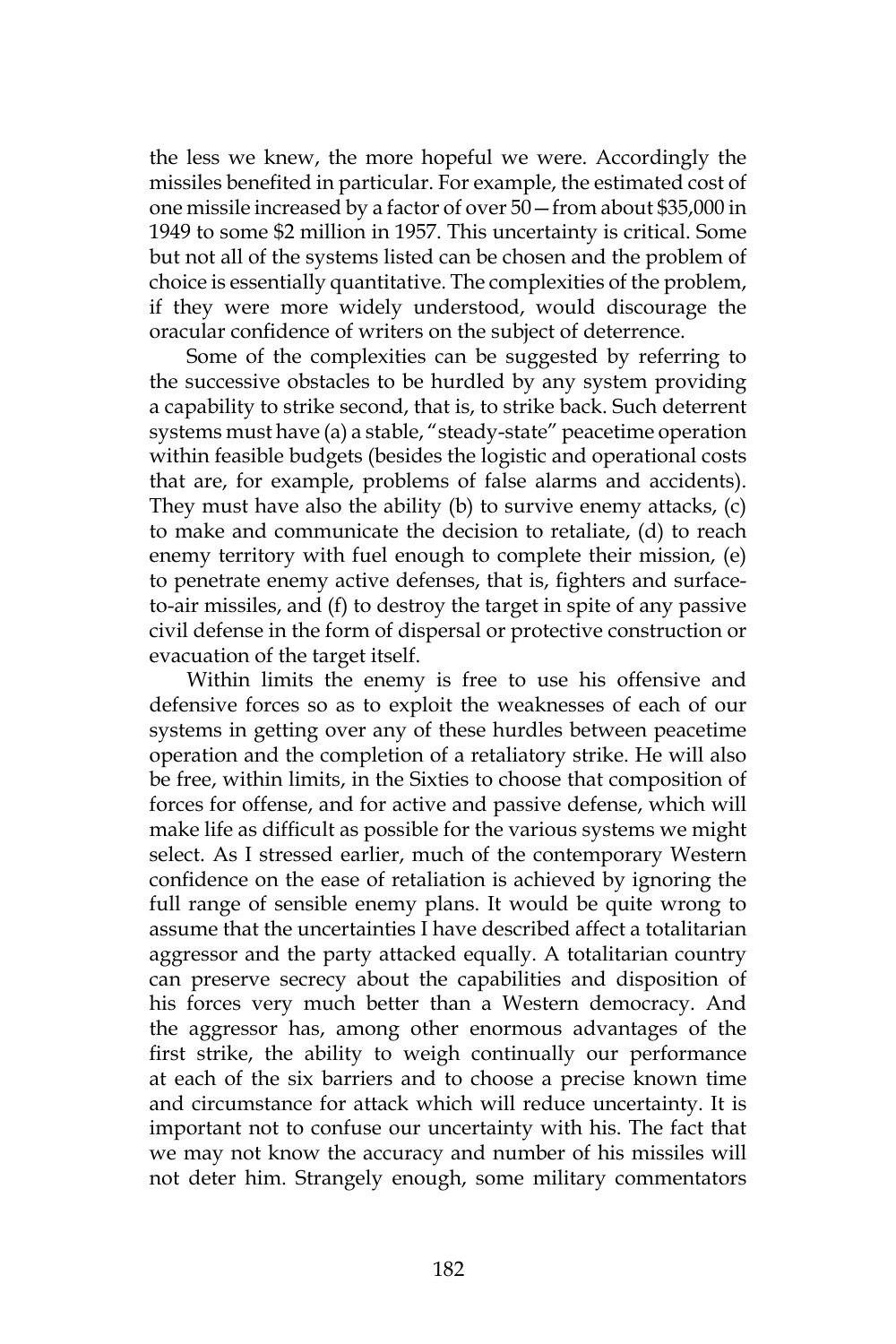the less we knew, the more hopeful we were. Accordingly the missiles benefited in particular. For example, the estimated cost of one missile increased by a factor of over 50—from about $35,000 in 1949 to some $2 million in 1957. This uncertainty is critical. Some but not all of the systems listed can be chosen and the problem of choice is essentially quantitative. The complexities of the problem, if they were more widely understood, would discourage the oracular confidence of writers on the subject of deterrence.

Some of the complexities can be suggested by referring to the successive obstacles to be hurdled by any system providing a capability to strike second, that is, to strike back. Such deterrent systems must have (a) a stable, "steady-state" peacetime operation within feasible budgets (besides the logistic and operational costs that are, for example, problems of false alarms and accidents). They must have also the ability (b) to survive enemy attacks, (c) to make and communicate the decision to retaliate, (d) to reach enemy territory with fuel enough to complete their mission, (e) to penetrate enemy active defenses, that is, fighters and surface-to-air missiles, and (f) to destroy the target in spite of any passive civil defense in the form of dispersal or protective construction or evacuation of the target itself.

Within limits the enemy is free to use his offensive and defensive forces so as to exploit the weaknesses of each of our systems in getting over any of these hurdles between peacetime operation and the completion of a retaliatory strike. He will also be free, within limits, in the Sixties to choose that composition of forces for offense, and for active and passive defense, which will make life as difficult as possible for the various systems we might select. As I stressed earlier, much of the contemporary Western confidence on the ease of retaliation is achieved by ignoring the full range of sensible enemy plans. It would be quite wrong to assume that the uncertainties I have described affect a totalitarian aggressor and the party attacked equally. A totalitarian country can preserve secrecy about the capabilities and disposition of his forces very much better than a Western democracy. And the aggressor has, among other enormous advantages of the first strike, the ability to weigh continually our performance at each of the six barriers and to choose a precise known time and circumstance for attack which will reduce uncertainty. It is important not to confuse our uncertainty with his. The fact that we may not know the accuracy and number of his missiles will not deter him. Strangely enough, some military commentators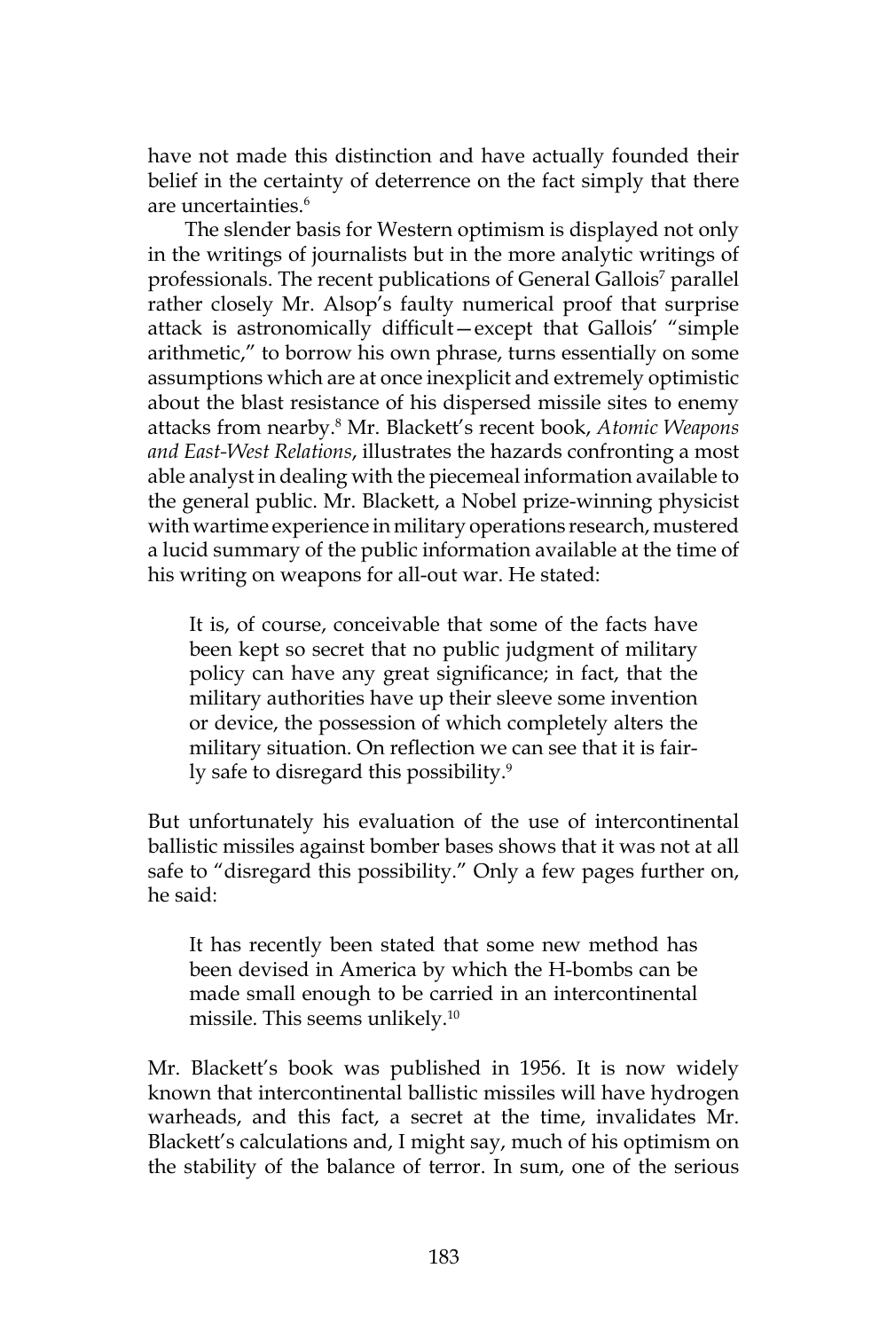have not made this distinction and have actually founded their belief in the certainty of deterrence on the fact simply that there are uncertainties.[6]

The slender basis for Western optimism is displayed not only in the writings of journalists but in the more analytic writings of professionals. The recent publications of General Gallois[7] parallel rather closely Mr. Alsop's faulty numerical proof that surprise attack is astronomically difficult—except that Gallois' "simple arithmetic," to borrow his own phrase, turns essentially on some assumptions which are at once inexplicit and extremely optimistic about the blast resistance of his dispersed missile sites to enemy attacks from nearby.[8] Mr. Blackett's recent book, *Atomic Weapons and East-West Relations*, illustrates the hazards confronting a most able analyst in dealing with the piecemeal information available to the general public. Mr. Blackett, a Nobel prize-winning physicist with wartime experience in military operations research, mustered a lucid summary of the public information available at the time of his writing on weapons for all-out war. He stated:

> It is, of course, conceivable that some of the facts have been kept so secret that no public judgment of military policy can have any great significance; in fact, that the military authorities have up their sleeve some invention or device, the possession of which completely alters the military situation. On reflection we can see that it is fairly safe to disregard this possibility.[9]

But unfortunately his evaluation of the use of intercontinental ballistic missiles against bomber bases shows that it was not at all safe to "disregard this possibility." Only a few pages further on, he said:

> It has recently been stated that some new method has been devised in America by which the H-bombs can be made small enough to be carried in an intercontinental missile. This seems unlikely.[10]

Mr. Blackett's book was published in 1956. It is now widely known that intercontinental ballistic missiles will have hydrogen warheads, and this fact, a secret at the time, invalidates Mr. Blackett's calculations and, I might say, much of his optimism on the stability of the balance of terror. In sum, one of the serious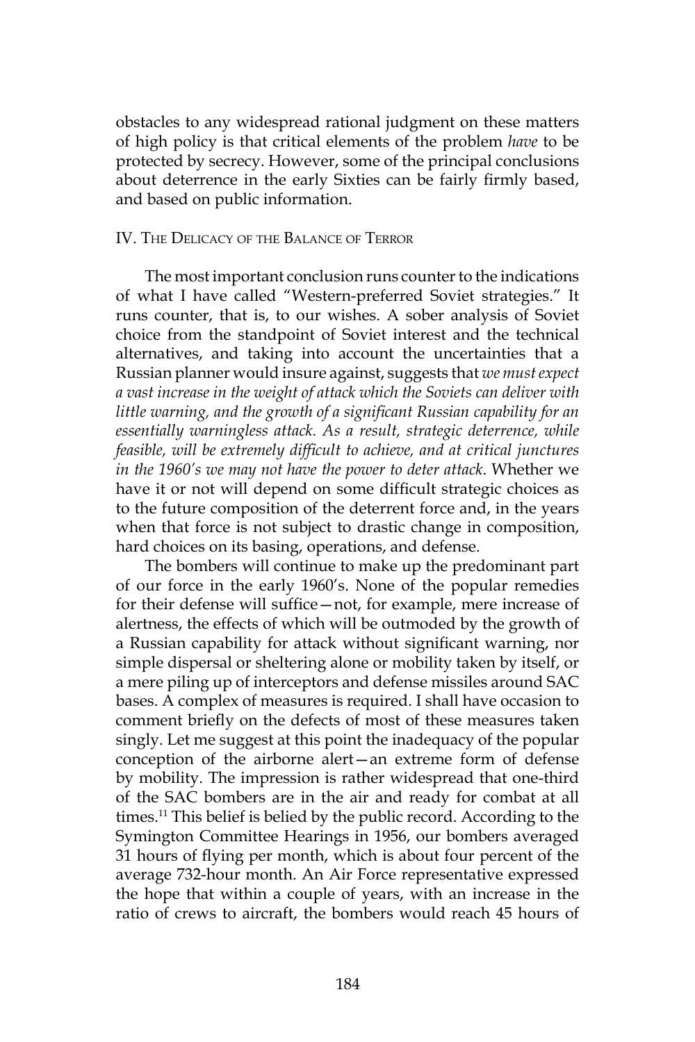obstacles to any widespread rational judgment on these matters of high policy is that critical elements of the problem *have* to be protected by secrecy. However, some of the principal conclusions about deterrence in the early Sixties can be fairly firmly based, and based on public information.

## IV. The Delicacy of the Balance of Terror

The most important conclusion runs counter to the indications of what I have called "Western-preferred Soviet strategies." It runs counter, that is, to our wishes. A sober analysis of Soviet choice from the standpoint of Soviet interest and the technical alternatives, and taking into account the uncertainties that a Russian planner would insure against, suggests that *we must expect a vast increase in the weight of attack which the Soviets can deliver with little warning, and the growth of a significant Russian capability for an essentially warningless attack. As a result, strategic deterrence, while feasible, will be extremely difficult to achieve, and at critical junctures in the 1960's we may not have the power to deter attack*. Whether we have it or not will depend on some difficult strategic choices as to the future composition of the deterrent force and, in the years when that force is not subject to drastic change in composition, hard choices on its basing, operations, and defense.

The bombers will continue to make up the predominant part of our force in the early 1960's. None of the popular remedies for their defense will suffice—not, for example, mere increase of alertness, the effects of which will be outmoded by the growth of a Russian capability for attack without significant warning, nor simple dispersal or sheltering alone or mobility taken by itself, or a mere piling up of interceptors and defense missiles around SAC bases. A complex of measures is required. I shall have occasion to comment briefly on the defects of most of these measures taken singly. Let me suggest at this point the inadequacy of the popular conception of the airborne alert—an extreme form of defense by mobility. The impression is rather widespread that one-third of the SAC bombers are in the air and ready for combat at all times.[11] This belief is belied by the public record. According to the Symington Committee Hearings in 1956, our bombers averaged 31 hours of flying per month, which is about four percent of the average 732-hour month. An Air Force representative expressed the hope that within a couple of years, with an increase in the ratio of crews to aircraft, the bombers would reach 45 hours of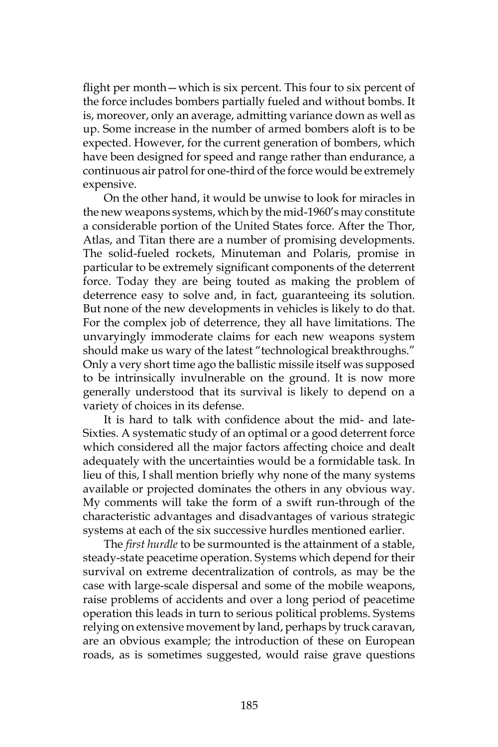flight per month—which is six percent. This four to six percent of the force includes bombers partially fueled and without bombs. It is, moreover, only an average, admitting variance down as well as up. Some increase in the number of armed bombers aloft is to be expected. However, for the current generation of bombers, which have been designed for speed and range rather than endurance, a continuous air patrol for one-third of the force would be extremely expensive.

On the other hand, it would be unwise to look for miracles in the new weapons systems, which by the mid-1960's may constitute a considerable portion of the United States force. After the Thor, Atlas, and Titan there are a number of promising developments. The solid-fueled rockets, Minuteman and Polaris, promise in particular to be extremely significant components of the deterrent force. Today they are being touted as making the problem of deterrence easy to solve and, in fact, guaranteeing its solution. But none of the new developments in vehicles is likely to do that. For the complex job of deterrence, they all have limitations. The unvaryingly immoderate claims for each new weapons system should make us wary of the latest "technological breakthroughs." Only a very short time ago the ballistic missile itself was supposed to be intrinsically invulnerable on the ground. It is now more generally understood that its survival is likely to depend on a variety of choices in its defense.

It is hard to talk with confidence about the mid- and late-Sixties. A systematic study of an optimal or a good deterrent force which considered all the major factors affecting choice and dealt adequately with the uncertainties would be a formidable task. In lieu of this, I shall mention briefly why none of the many systems available or projected dominates the others in any obvious way. My comments will take the form of a swift run-through of the characteristic advantages and disadvantages of various strategic systems at each of the six successive hurdles mentioned earlier.

The *first hurdle* to be surmounted is the attainment of a stable, steady-state peacetime operation. Systems which depend for their survival on extreme decentralization of controls, as may be the case with large-scale dispersal and some of the mobile weapons, raise problems of accidents and over a long period of peacetime operation this leads in turn to serious political problems. Systems relying on extensive movement by land, perhaps by truck caravan, are an obvious example; the introduction of these on European roads, as is sometimes suggested, would raise grave questions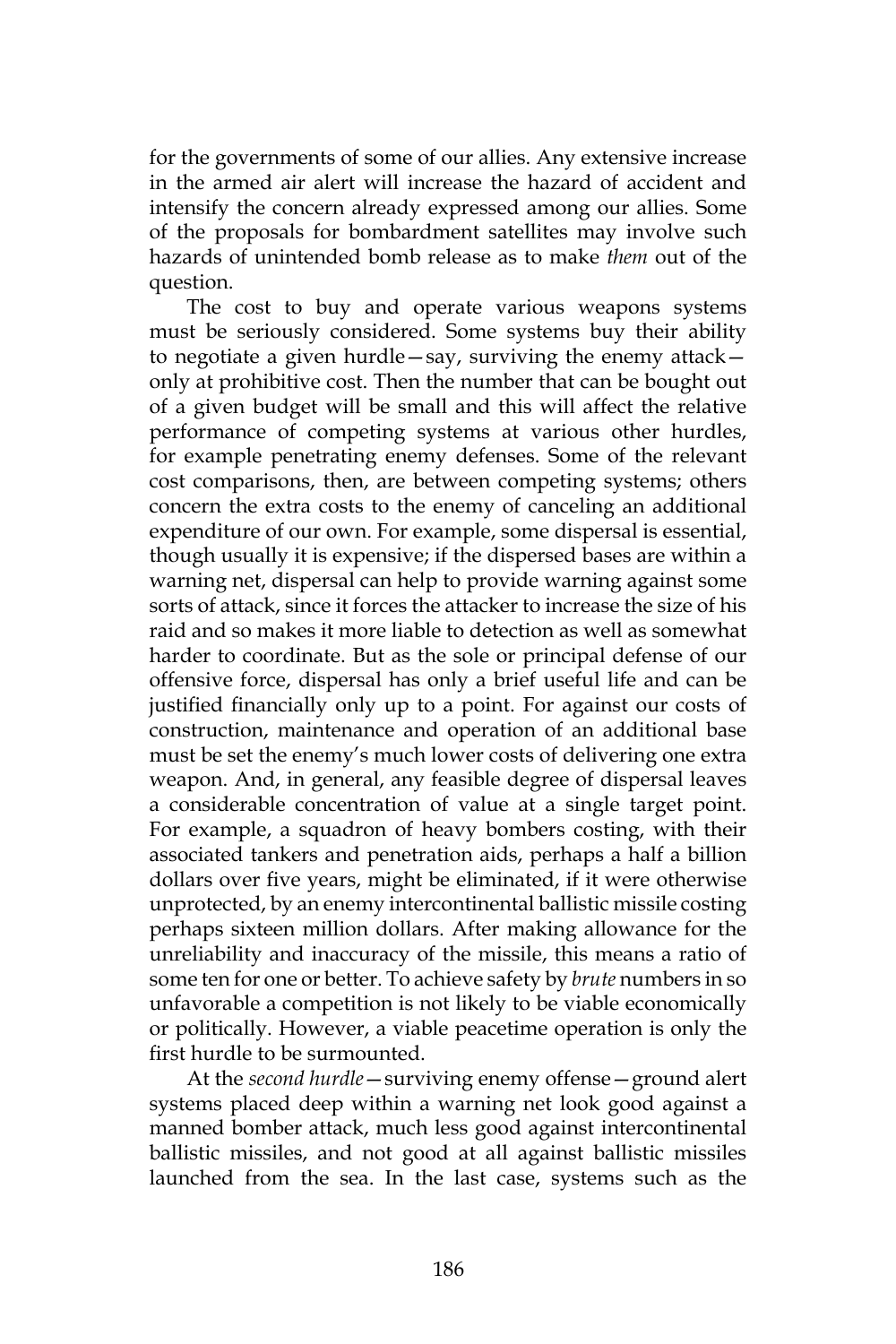for the governments of some of our allies. Any extensive increase in the armed air alert will increase the hazard of accident and intensify the concern already expressed among our allies. Some of the proposals for bombardment satellites may involve such hazards of unintended bomb release as to make *them* out of the question.

The cost to buy and operate various weapons systems must be seriously considered. Some systems buy their ability to negotiate a given hurdle—say, surviving the enemy attack—only at prohibitive cost. Then the number that can be bought out of a given budget will be small and this will affect the relative performance of competing systems at various other hurdles, for example penetrating enemy defenses. Some of the relevant cost comparisons, then, are between competing systems; others concern the extra costs to the enemy of canceling an additional expenditure of our own. For example, some dispersal is essential, though usually it is expensive; if the dispersed bases are within a warning net, dispersal can help to provide warning against some sorts of attack, since it forces the attacker to increase the size of his raid and so makes it more liable to detection as well as somewhat harder to coordinate. But as the sole or principal defense of our offensive force, dispersal has only a brief useful life and can be justified financially only up to a point. For against our costs of construction, maintenance and operation of an additional base must be set the enemy's much lower costs of delivering one extra weapon. And, in general, any feasible degree of dispersal leaves a considerable concentration of value at a single target point. For example, a squadron of heavy bombers costing, with their associated tankers and penetration aids, perhaps a half a billion dollars over five years, might be eliminated, if it were otherwise unprotected, by an enemy intercontinental ballistic missile costing perhaps sixteen million dollars. After making allowance for the unreliability and inaccuracy of the missile, this means a ratio of some ten for one or better. To achieve safety by *brute* numbers in so unfavorable a competition is not likely to be viable economically or politically. However, a viable peacetime operation is only the first hurdle to be surmounted.

At the *second hurdle*—surviving enemy offense—ground alert systems placed deep within a warning net look good against a manned bomber attack, much less good against intercontinental ballistic missiles, and not good at all against ballistic missiles launched from the sea. In the last case, systems such as the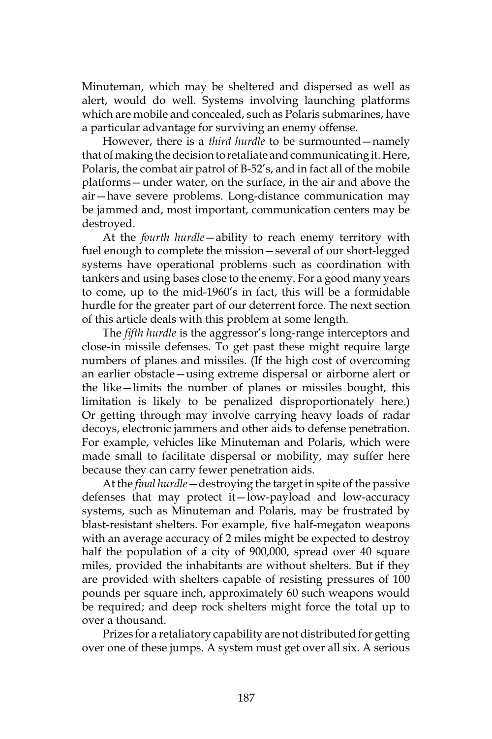Minuteman, which may be sheltered and dispersed as well as alert, would do well. Systems involving launching platforms which are mobile and concealed, such as Polaris submarines, have a particular advantage for surviving an enemy offense.

However, there is a *third hurdle* to be surmounted—namely that of making the decision to retaliate and communicating it. Here, Polaris, the combat air patrol of B-52's, and in fact all of the mobile platforms—under water, on the surface, in the air and above the air—have severe problems. Long-distance communication may be jammed and, most important, communication centers may be destroyed.

At the *fourth hurdle*—ability to reach enemy territory with fuel enough to complete the mission—several of our short-legged systems have operational problems such as coordination with tankers and using bases close to the enemy. For a good many years to come, up to the mid-1960's in fact, this will be a formidable hurdle for the greater part of our deterrent force. The next section of this article deals with this problem at some length.

The *fifth hurdle* is the aggressor's long-range interceptors and close-in missile defenses. To get past these might require large numbers of planes and missiles. (If the high cost of overcoming an earlier obstacle—using extreme dispersal or airborne alert or the like—limits the number of planes or missiles bought, this limitation is likely to be penalized disproportionately here.) Or getting through may involve carrying heavy loads of radar decoys, electronic jammers and other aids to defense penetration. For example, vehicles like Minuteman and Polaris, which were made small to facilitate dispersal or mobility, may suffer here because they can carry fewer penetration aids.

At the *final hurdle*—destroying the target in spite of the passive defenses that may protect it—low-payload and low-accuracy systems, such as Minuteman and Polaris, may be frustrated by blast-resistant shelters. For example, five half-megaton weapons with an average accuracy of 2 miles might be expected to destroy half the population of a city of 900,000, spread over 40 square miles, provided the inhabitants are without shelters. But if they are provided with shelters capable of resisting pressures of 100 pounds per square inch, approximately 60 such weapons would be required; and deep rock shelters might force the total up to over a thousand.

Prizes for a retaliatory capability are not distributed for getting over one of these jumps. A system must get over all six. A serious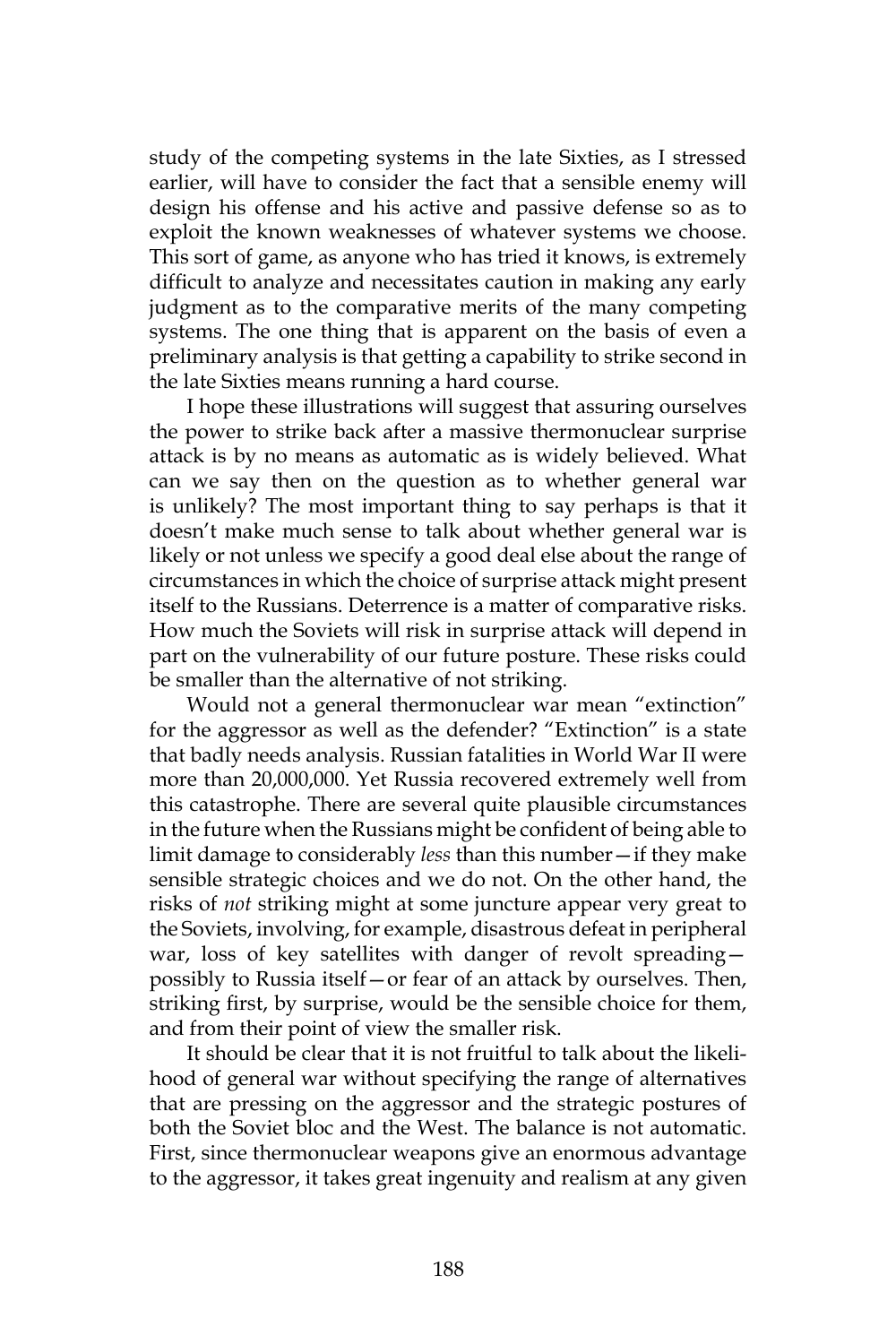study of the competing systems in the late Sixties, as I stressed earlier, will have to consider the fact that a sensible enemy will design his offense and his active and passive defense so as to exploit the known weaknesses of whatever systems we choose. This sort of game, as anyone who has tried it knows, is extremely difficult to analyze and necessitates caution in making any early judgment as to the comparative merits of the many competing systems. The one thing that is apparent on the basis of even a preliminary analysis is that getting a capability to strike second in the late Sixties means running a hard course.

I hope these illustrations will suggest that assuring ourselves the power to strike back after a massive thermonuclear surprise attack is by no means as automatic as is widely believed. What can we say then on the question as to whether general war is unlikely? The most important thing to say perhaps is that it doesn't make much sense to talk about whether general war is likely or not unless we specify a good deal else about the range of circumstances in which the choice of surprise attack might present itself to the Russians. Deterrence is a matter of comparative risks. How much the Soviets will risk in surprise attack will depend in part on the vulnerability of our future posture. These risks could be smaller than the alternative of not striking.

Would not a general thermonuclear war mean "extinction" for the aggressor as well as the defender? "Extinction" is a state that badly needs analysis. Russian fatalities in World War II were more than 20,000,000. Yet Russia recovered extremely well from this catastrophe. There are several quite plausible circumstances in the future when the Russians might be confident of being able to limit damage to considerably *less* than this number—if they make sensible strategic choices and we do not. On the other hand, the risks of *not* striking might at some juncture appear very great to the Soviets, involving, for example, disastrous defeat in peripheral war, loss of key satellites with danger of revolt spreading—possibly to Russia itself—or fear of an attack by ourselves. Then, striking first, by surprise, would be the sensible choice for them, and from their point of view the smaller risk.

It should be clear that it is not fruitful to talk about the likelihood of general war without specifying the range of alternatives that are pressing on the aggressor and the strategic postures of both the Soviet bloc and the West. The balance is not automatic. First, since thermonuclear weapons give an enormous advantage to the aggressor, it takes great ingenuity and realism at any given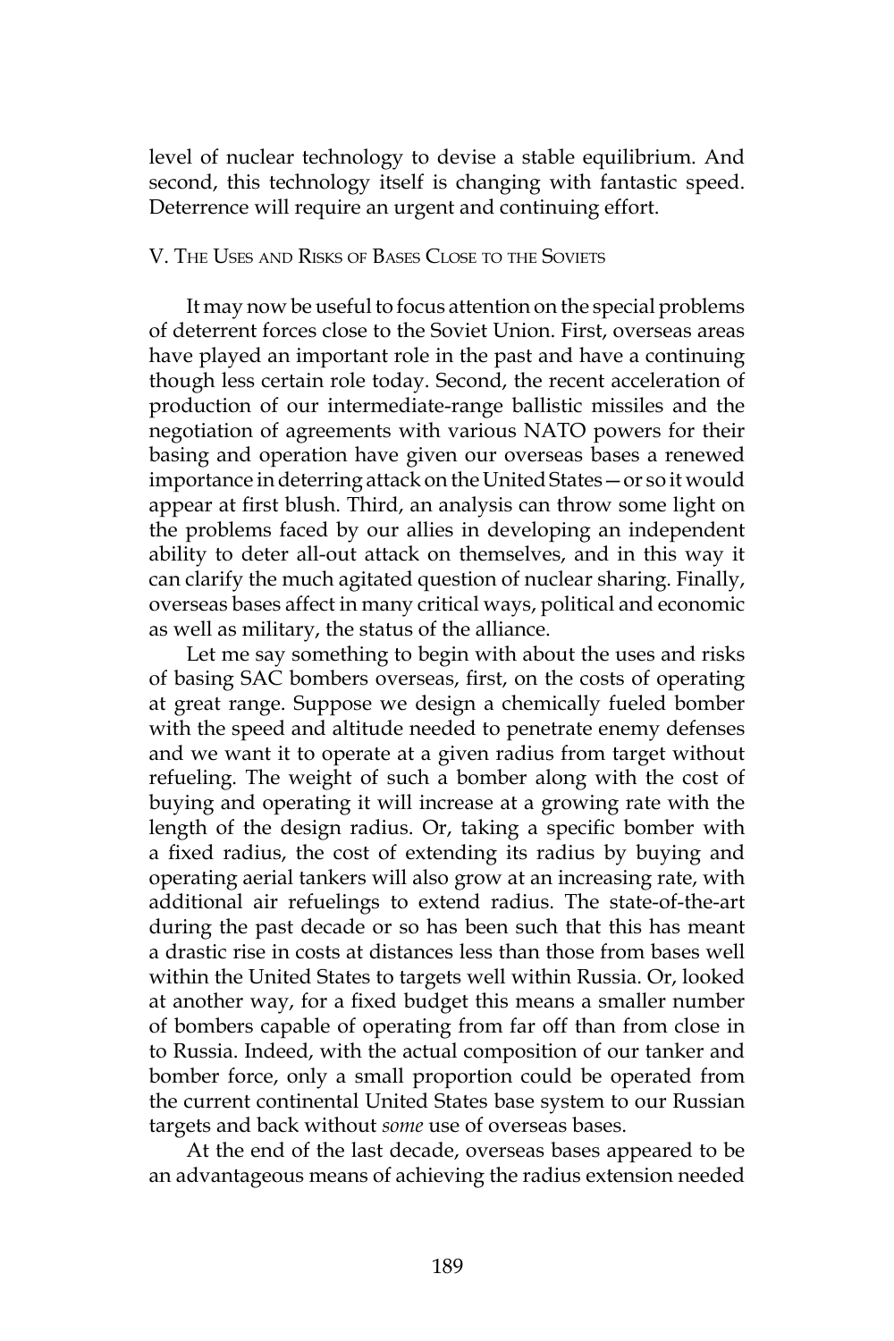level of nuclear technology to devise a stable equilibrium. And second, this technology itself is changing with fantastic speed. Deterrence will require an urgent and continuing effort.

## V. The Uses and Risks of Bases Close to the Soviets

It may now be useful to focus attention on the special problems of deterrent forces close to the Soviet Union. First, overseas areas have played an important role in the past and have a continuing though less certain role today. Second, the recent acceleration of production of our intermediate-range ballistic missiles and the negotiation of agreements with various NATO powers for their basing and operation have given our overseas bases a renewed importance in deterring attack on the United States—or so it would appear at first blush. Third, an analysis can throw some light on the problems faced by our allies in developing an independent ability to deter all-out attack on themselves, and in this way it can clarify the much agitated question of nuclear sharing. Finally, overseas bases affect in many critical ways, political and economic as well as military, the status of the alliance.

Let me say something to begin with about the uses and risks of basing SAC bombers overseas, first, on the costs of operating at great range. Suppose we design a chemically fueled bomber with the speed and altitude needed to penetrate enemy defenses and we want it to operate at a given radius from target without refueling. The weight of such a bomber along with the cost of buying and operating it will increase at a growing rate with the length of the design radius. Or, taking a specific bomber with a fixed radius, the cost of extending its radius by buying and operating aerial tankers will also grow at an increasing rate, with additional air refuelings to extend radius. The state-of-the-art during the past decade or so has been such that this has meant a drastic rise in costs at distances less than those from bases well within the United States to targets well within Russia. Or, looked at another way, for a fixed budget this means a smaller number of bombers capable of operating from far off than from close in to Russia. Indeed, with the actual composition of our tanker and bomber force, only a small proportion could be operated from the current continental United States base system to our Russian targets and back without *some* use of overseas bases.

At the end of the last decade, overseas bases appeared to be an advantageous means of achieving the radius extension needed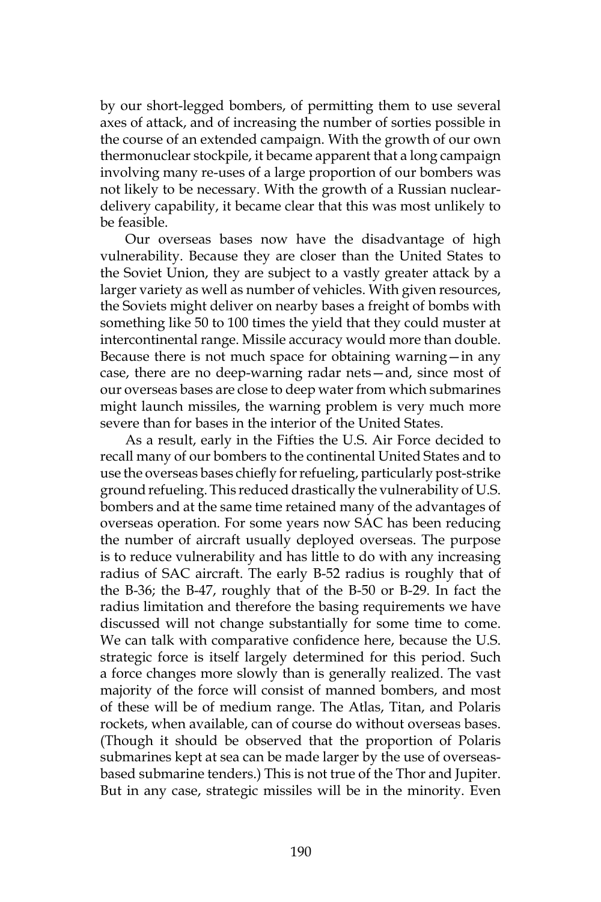by our short-legged bombers, of permitting them to use several axes of attack, and of increasing the number of sorties possible in the course of an extended campaign. With the growth of our own thermonuclear stockpile, it became apparent that a long campaign involving many re-uses of a large proportion of our bombers was not likely to be necessary. With the growth of a Russian nuclear-delivery capability, it became clear that this was most unlikely to be feasible.

Our overseas bases now have the disadvantage of high vulnerability. Because they are closer than the United States to the Soviet Union, they are subject to a vastly greater attack by a larger variety as well as number of vehicles. With given resources, the Soviets might deliver on nearby bases a freight of bombs with something like 50 to 100 times the yield that they could muster at intercontinental range. Missile accuracy would more than double. Because there is not much space for obtaining warning—in any case, there are no deep-warning radar nets—and, since most of our overseas bases are close to deep water from which submarines might launch missiles, the warning problem is very much more severe than for bases in the interior of the United States.

As a result, early in the Fifties the U.S. Air Force decided to recall many of our bombers to the continental United States and to use the overseas bases chiefly for refueling, particularly post-strike ground refueling. This reduced drastically the vulnerability of U.S. bombers and at the same time retained many of the advantages of overseas operation. For some years now SAC has been reducing the number of aircraft usually deployed overseas. The purpose is to reduce vulnerability and has little to do with any increasing radius of SAC aircraft. The early B-52 radius is roughly that of the B-36; the B-47, roughly that of the B-50 or B-29. In fact the radius limitation and therefore the basing requirements we have discussed will not change substantially for some time to come. We can talk with comparative confidence here, because the U.S. strategic force is itself largely determined for this period. Such a force changes more slowly than is generally realized. The vast majority of the force will consist of manned bombers, and most of these will be of medium range. The Atlas, Titan, and Polaris rockets, when available, can of course do without overseas bases. (Though it should be observed that the proportion of Polaris submarines kept at sea can be made larger by the use of overseas-based submarine tenders.) This is not true of the Thor and Jupiter. But in any case, strategic missiles will be in the minority. Even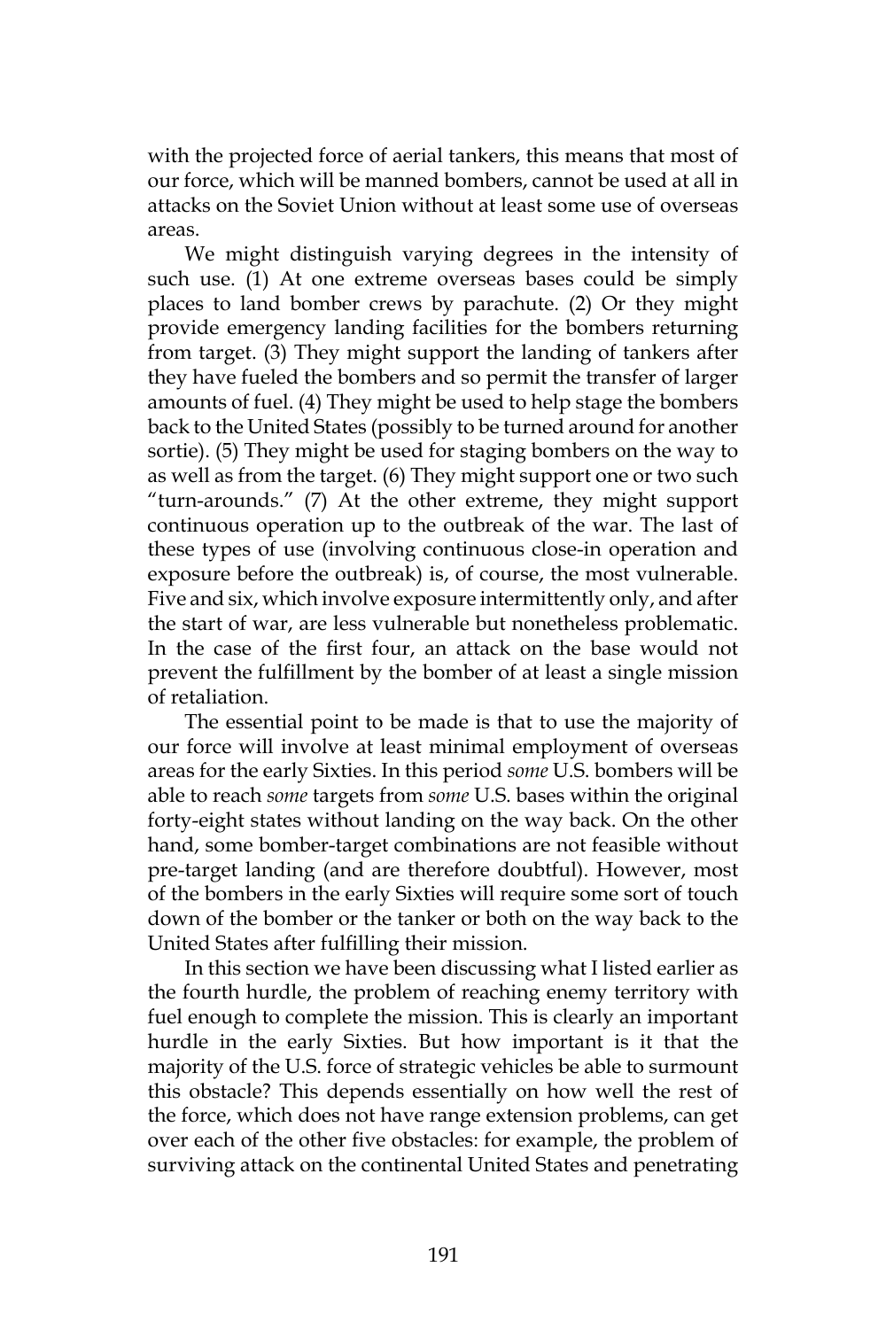with the projected force of aerial tankers, this means that most of our force, which will be manned bombers, cannot be used at all in attacks on the Soviet Union without at least some use of overseas areas.

We might distinguish varying degrees in the intensity of such use. (1) At one extreme overseas bases could be simply places to land bomber crews by parachute. (2) Or they might provide emergency landing facilities for the bombers returning from target. (3) They might support the landing of tankers after they have fueled the bombers and so permit the transfer of larger amounts of fuel. (4) They might be used to help stage the bombers back to the United States (possibly to be turned around for another sortie). (5) They might be used for staging bombers on the way to as well as from the target. (6) They might support one or two such "turn-arounds." (7) At the other extreme, they might support continuous operation up to the outbreak of the war. The last of these types of use (involving continuous close-in operation and exposure before the outbreak) is, of course, the most vulnerable. Five and six, which involve exposure intermittently only, and after the start of war, are less vulnerable but nonetheless problematic. In the case of the first four, an attack on the base would not prevent the fulfillment by the bomber of at least a single mission of retaliation.

The essential point to be made is that to use the majority of our force will involve at least minimal employment of overseas areas for the early Sixties. In this period *some* U.S. bombers will be able to reach *some* targets from *some* U.S. bases within the original forty-eight states without landing on the way back. On the other hand, some bomber-target combinations are not feasible without pre-target landing (and are therefore doubtful). However, most of the bombers in the early Sixties will require some sort of touch down of the bomber or the tanker or both on the way back to the United States after fulfilling their mission.

In this section we have been discussing what I listed earlier as the fourth hurdle, the problem of reaching enemy territory with fuel enough to complete the mission. This is clearly an important hurdle in the early Sixties. But how important is it that the majority of the U.S. force of strategic vehicles be able to surmount this obstacle? This depends essentially on how well the rest of the force, which does not have range extension problems, can get over each of the other five obstacles: for example, the problem of surviving attack on the continental United States and penetrating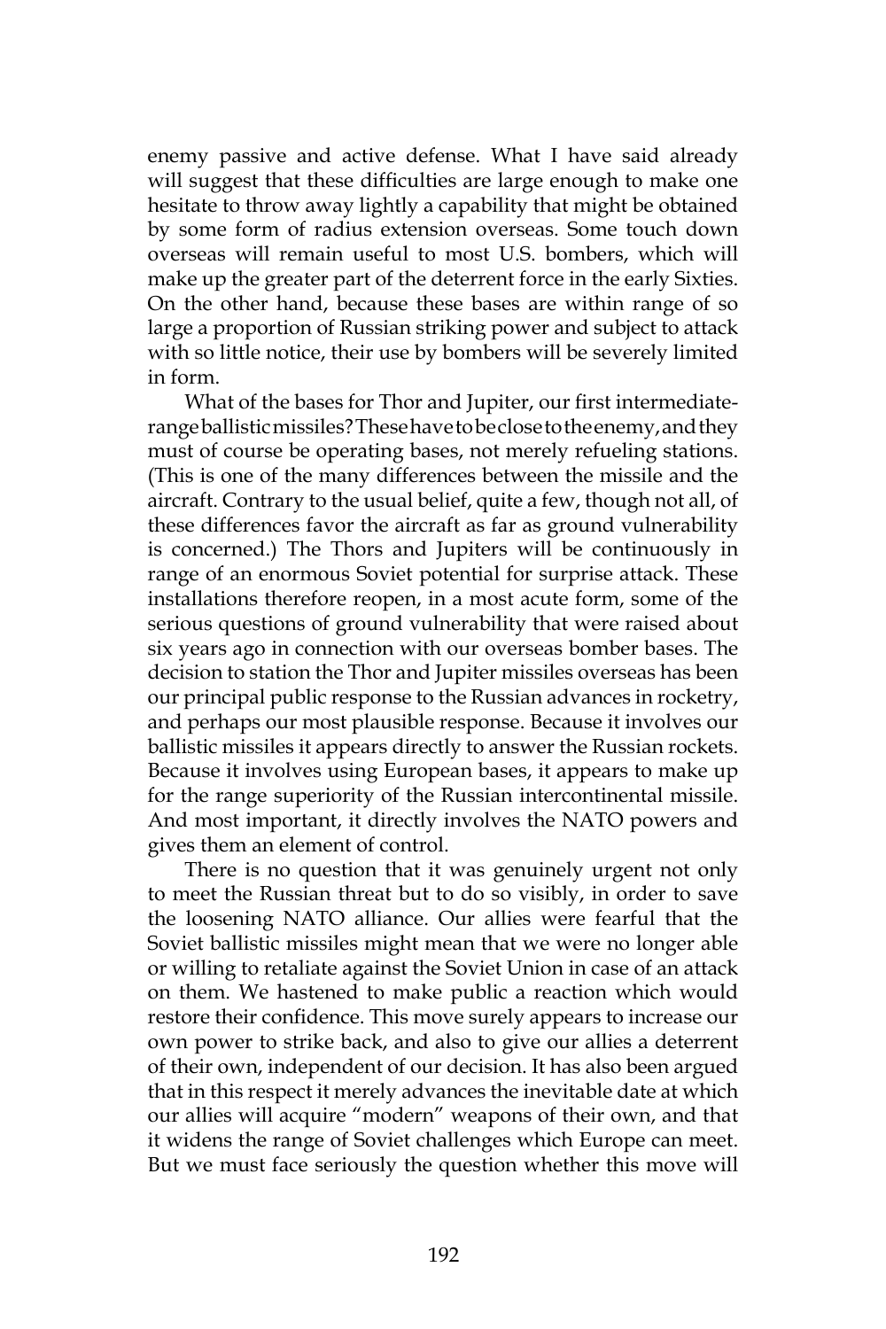enemy passive and active defense. What I have said already will suggest that these difficulties are large enough to make one hesitate to throw away lightly a capability that might be obtained by some form of radius extension overseas. Some touch down overseas will remain useful to most U.S. bombers, which will make up the greater part of the deterrent force in the early Sixties. On the other hand, because these bases are within range of so large a proportion of Russian striking power and subject to attack with so little notice, their use by bombers will be severely limited in form.

What of the bases for Thor and Jupiter, our first intermediate-range ballistic missiles? These have to be close to the enemy, and they must of course be operating bases, not merely refueling stations. (This is one of the many differences between the missile and the aircraft. Contrary to the usual belief, quite a few, though not all, of these differences favor the aircraft as far as ground vulnerability is concerned.) The Thors and Jupiters will be continuously in range of an enormous Soviet potential for surprise attack. These installations therefore reopen, in a most acute form, some of the serious questions of ground vulnerability that were raised about six years ago in connection with our overseas bomber bases. The decision to station the Thor and Jupiter missiles overseas has been our principal public response to the Russian advances in rocketry, and perhaps our most plausible response. Because it involves our ballistic missiles it appears directly to answer the Russian rockets. Because it involves using European bases, it appears to make up for the range superiority of the Russian intercontinental missile. And most important, it directly involves the NATO powers and gives them an element of control.

There is no question that it was genuinely urgent not only to meet the Russian threat but to do so visibly, in order to save the loosening NATO alliance. Our allies were fearful that the Soviet ballistic missiles might mean that we were no longer able or willing to retaliate against the Soviet Union in case of an attack on them. We hastened to make public a reaction which would restore their confidence. This move surely appears to increase our own power to strike back, and also to give our allies a deterrent of their own, independent of our decision. It has also been argued that in this respect it merely advances the inevitable date at which our allies will acquire "modern" weapons of their own, and that it widens the range of Soviet challenges which Europe can meet. But we must face seriously the question whether this move will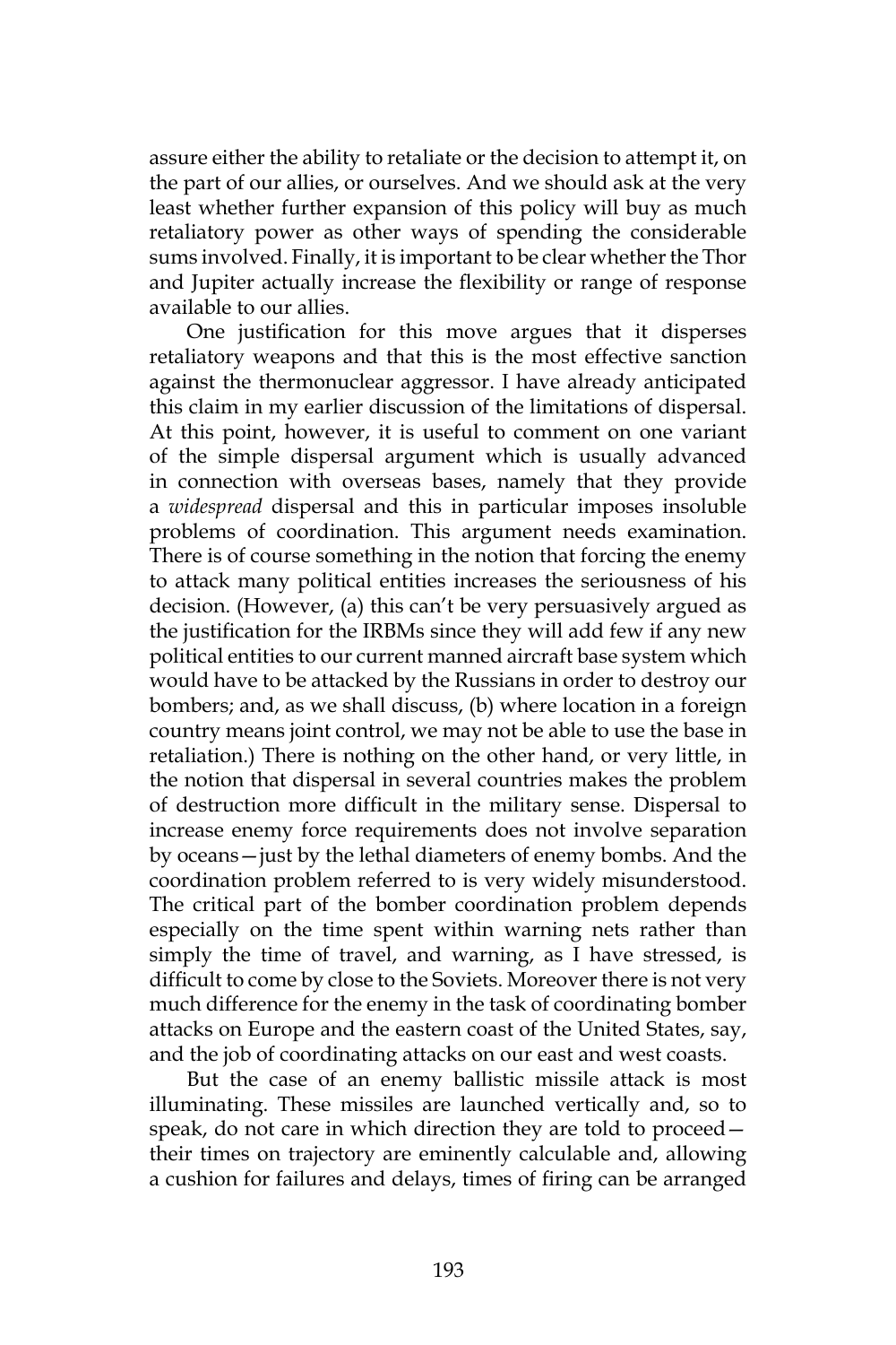assure either the ability to retaliate or the decision to attempt it, on the part of our allies, or ourselves. And we should ask at the very least whether further expansion of this policy will buy as much retaliatory power as other ways of spending the considerable sums involved. Finally, it is important to be clear whether the Thor and Jupiter actually increase the flexibility or range of response available to our allies.

One justification for this move argues that it disperses retaliatory weapons and that this is the most effective sanction against the thermonuclear aggressor. I have already anticipated this claim in my earlier discussion of the limitations of dispersal. At this point, however, it is useful to comment on one variant of the simple dispersal argument which is usually advanced in connection with overseas bases, namely that they provide a *widespread* dispersal and this in particular imposes insoluble problems of coordination. This argument needs examination. There is of course something in the notion that forcing the enemy to attack many political entities increases the seriousness of his decision. (However, (a) this can't be very persuasively argued as the justification for the IRBMs since they will add few if any new political entities to our current manned aircraft base system which would have to be attacked by the Russians in order to destroy our bombers; and, as we shall discuss, (b) where location in a foreign country means joint control, we may not be able to use the base in retaliation.) There is nothing on the other hand, or very little, in the notion that dispersal in several countries makes the problem of destruction more difficult in the military sense. Dispersal to increase enemy force requirements does not involve separation by oceans—just by the lethal diameters of enemy bombs. And the coordination problem referred to is very widely misunderstood. The critical part of the bomber coordination problem depends especially on the time spent within warning nets rather than simply the time of travel, and warning, as I have stressed, is difficult to come by close to the Soviets. Moreover there is not very much difference for the enemy in the task of coordinating bomber attacks on Europe and the eastern coast of the United States, say, and the job of coordinating attacks on our east and west coasts.

But the case of an enemy ballistic missile attack is most illuminating. These missiles are launched vertically and, so to speak, do not care in which direction they are told to proceed—their times on trajectory are eminently calculable and, allowing a cushion for failures and delays, times of firing can be arranged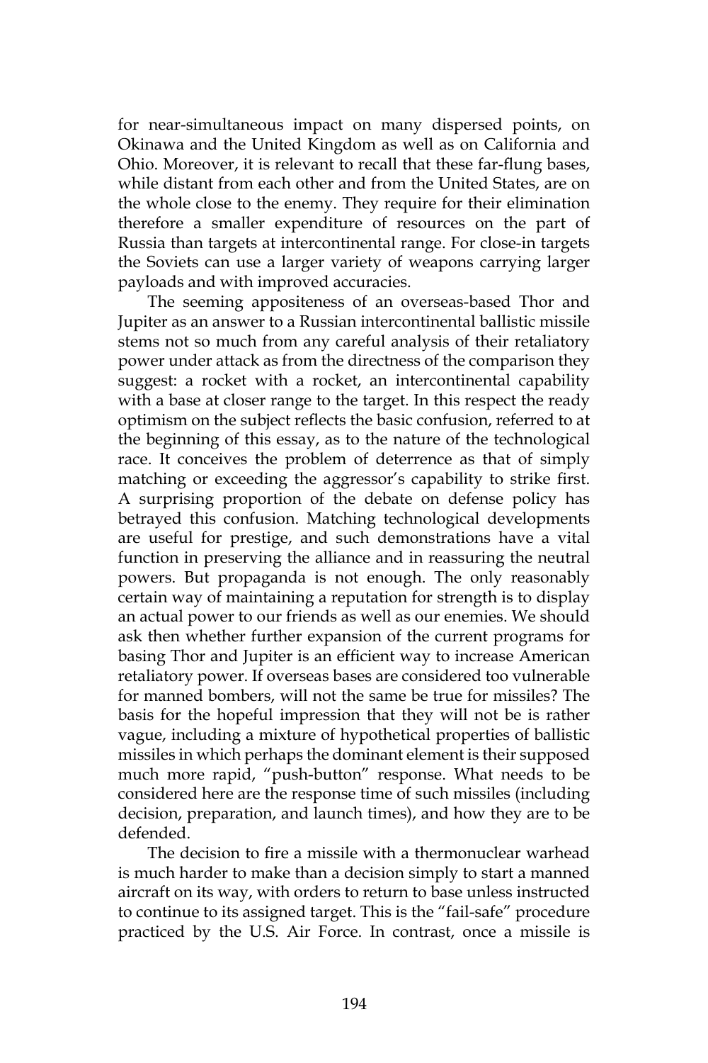for near-simultaneous impact on many dispersed points, on Okinawa and the United Kingdom as well as on California and Ohio. Moreover, it is relevant to recall that these far-flung bases, while distant from each other and from the United States, are on the whole close to the enemy. They require for their elimination therefore a smaller expenditure of resources on the part of Russia than targets at intercontinental range. For close-in targets the Soviets can use a larger variety of weapons carrying larger payloads and with improved accuracies.

The seeming appositeness of an overseas-based Thor and Jupiter as an answer to a Russian intercontinental ballistic missile stems not so much from any careful analysis of their retaliatory power under attack as from the directness of the comparison they suggest: a rocket with a rocket, an intercontinental capability with a base at closer range to the target. In this respect the ready optimism on the subject reflects the basic confusion, referred to at the beginning of this essay, as to the nature of the technological race. It conceives the problem of deterrence as that of simply matching or exceeding the aggressor's capability to strike first. A surprising proportion of the debate on defense policy has betrayed this confusion. Matching technological developments are useful for prestige, and such demonstrations have a vital function in preserving the alliance and in reassuring the neutral powers. But propaganda is not enough. The only reasonably certain way of maintaining a reputation for strength is to display an actual power to our friends as well as our enemies. We should ask then whether further expansion of the current programs for basing Thor and Jupiter is an efficient way to increase American retaliatory power. If overseas bases are considered too vulnerable for manned bombers, will not the same be true for missiles? The basis for the hopeful impression that they will not be is rather vague, including a mixture of hypothetical properties of ballistic missiles in which perhaps the dominant element is their supposed much more rapid, "push-button" response. What needs to be considered here are the response time of such missiles (including decision, preparation, and launch times), and how they are to be defended.

The decision to fire a missile with a thermonuclear warhead is much harder to make than a decision simply to start a manned aircraft on its way, with orders to return to base unless instructed to continue to its assigned target. This is the "fail-safe" procedure practiced by the U.S. Air Force. In contrast, once a missile is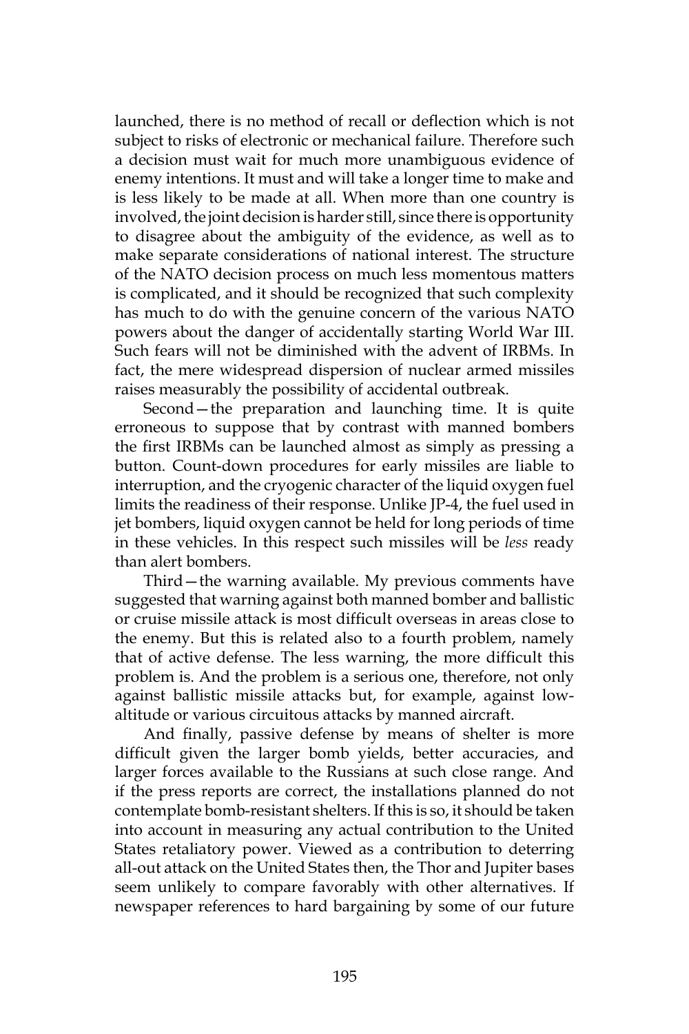launched, there is no method of recall or deflection which is not subject to risks of electronic or mechanical failure. Therefore such a decision must wait for much more unambiguous evidence of enemy intentions. It must and will take a longer time to make and is less likely to be made at all. When more than one country is involved, the joint decision is harder still, since there is opportunity to disagree about the ambiguity of the evidence, as well as to make separate considerations of national interest. The structure of the NATO decision process on much less momentous matters is complicated, and it should be recognized that such complexity has much to do with the genuine concern of the various NATO powers about the danger of accidentally starting World War III. Such fears will not be diminished with the advent of IRBMs. In fact, the mere widespread dispersion of nuclear armed missiles raises measurably the possibility of accidental outbreak.

Second—the preparation and launching time. It is quite erroneous to suppose that by contrast with manned bombers the first IRBMs can be launched almost as simply as pressing a button. Count-down procedures for early missiles are liable to interruption, and the cryogenic character of the liquid oxygen fuel limits the readiness of their response. Unlike JP-4, the fuel used in jet bombers, liquid oxygen cannot be held for long periods of time in these vehicles. In this respect such missiles will be *less* ready than alert bombers.

Third—the warning available. My previous comments have suggested that warning against both manned bomber and ballistic or cruise missile attack is most difficult overseas in areas close to the enemy. But this is related also to a fourth problem, namely that of active defense. The less warning, the more difficult this problem is. And the problem is a serious one, therefore, not only against ballistic missile attacks but, for example, against low-altitude or various circuitous attacks by manned aircraft.

And finally, passive defense by means of shelter is more difficult given the larger bomb yields, better accuracies, and larger forces available to the Russians at such close range. And if the press reports are correct, the installations planned do not contemplate bomb-resistant shelters. If this is so, it should be taken into account in measuring any actual contribution to the United States retaliatory power. Viewed as a contribution to deterring all-out attack on the United States then, the Thor and Jupiter bases seem unlikely to compare favorably with other alternatives. If newspaper references to hard bargaining by some of our future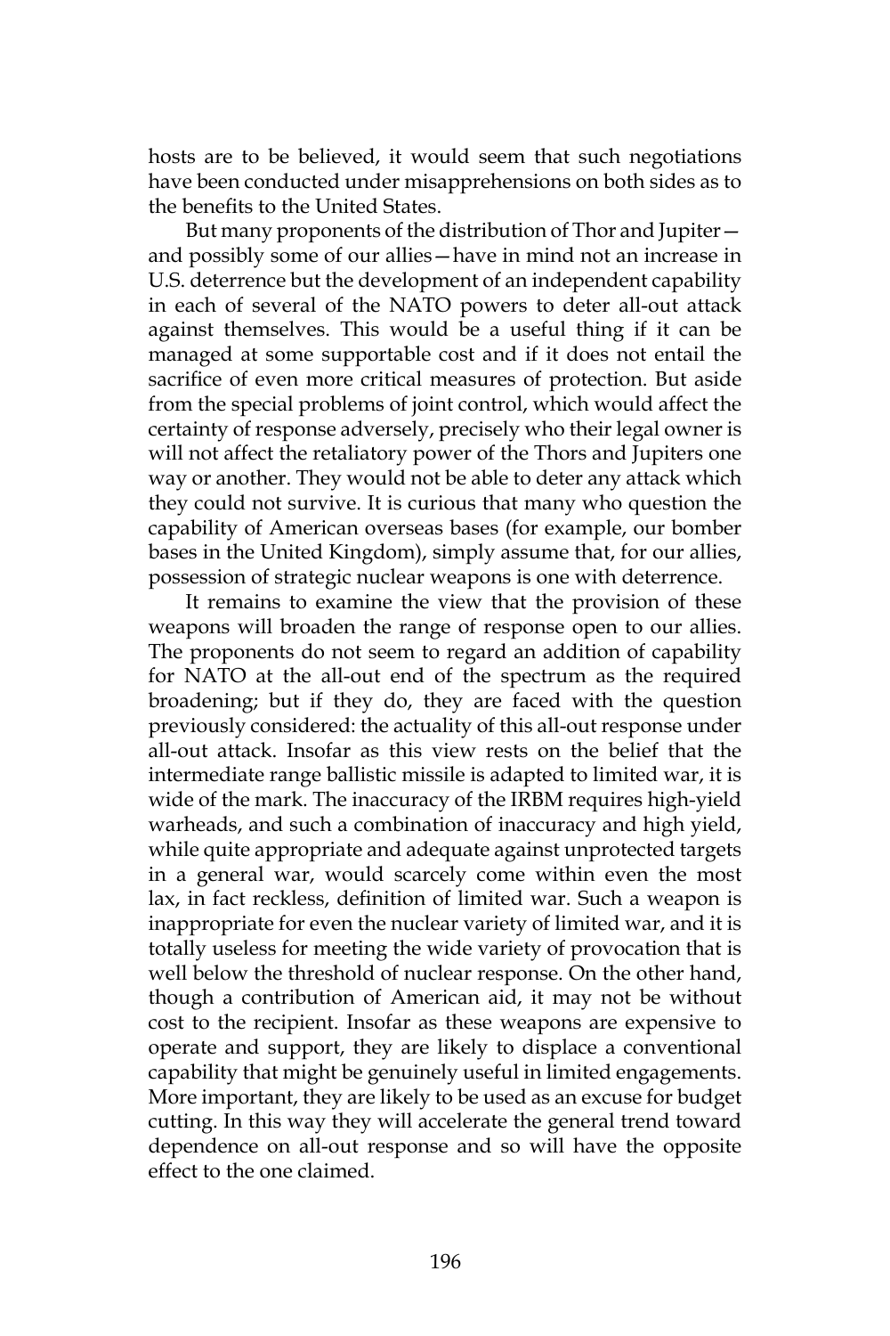hosts are to be believed, it would seem that such negotiations have been conducted under misapprehensions on both sides as to the benefits to the United States.

But many proponents of the distribution of Thor and Jupiter—and possibly some of our allies—have in mind not an increase in U.S. deterrence but the development of an independent capability in each of several of the NATO powers to deter all-out attack against themselves. This would be a useful thing if it can be managed at some supportable cost and if it does not entail the sacrifice of even more critical measures of protection. But aside from the special problems of joint control, which would affect the certainty of response adversely, precisely who their legal owner is will not affect the retaliatory power of the Thors and Jupiters one way or another. They would not be able to deter any attack which they could not survive. It is curious that many who question the capability of American overseas bases (for example, our bomber bases in the United Kingdom), simply assume that, for our allies, possession of strategic nuclear weapons is one with deterrence.

It remains to examine the view that the provision of these weapons will broaden the range of response open to our allies. The proponents do not seem to regard an addition of capability for NATO at the all-out end of the spectrum as the required broadening; but if they do, they are faced with the question previously considered: the actuality of this all-out response under all-out attack. Insofar as this view rests on the belief that the intermediate range ballistic missile is adapted to limited war, it is wide of the mark. The inaccuracy of the IRBM requires high-yield warheads, and such a combination of inaccuracy and high yield, while quite appropriate and adequate against unprotected targets in a general war, would scarcely come within even the most lax, in fact reckless, definition of limited war. Such a weapon is inappropriate for even the nuclear variety of limited war, and it is totally useless for meeting the wide variety of provocation that is well below the threshold of nuclear response. On the other hand, though a contribution of American aid, it may not be without cost to the recipient. Insofar as these weapons are expensive to operate and support, they are likely to displace a conventional capability that might be genuinely useful in limited engagements. More important, they are likely to be used as an excuse for budget cutting. In this way they will accelerate the general trend toward dependence on all-out response and so will have the opposite effect to the one claimed.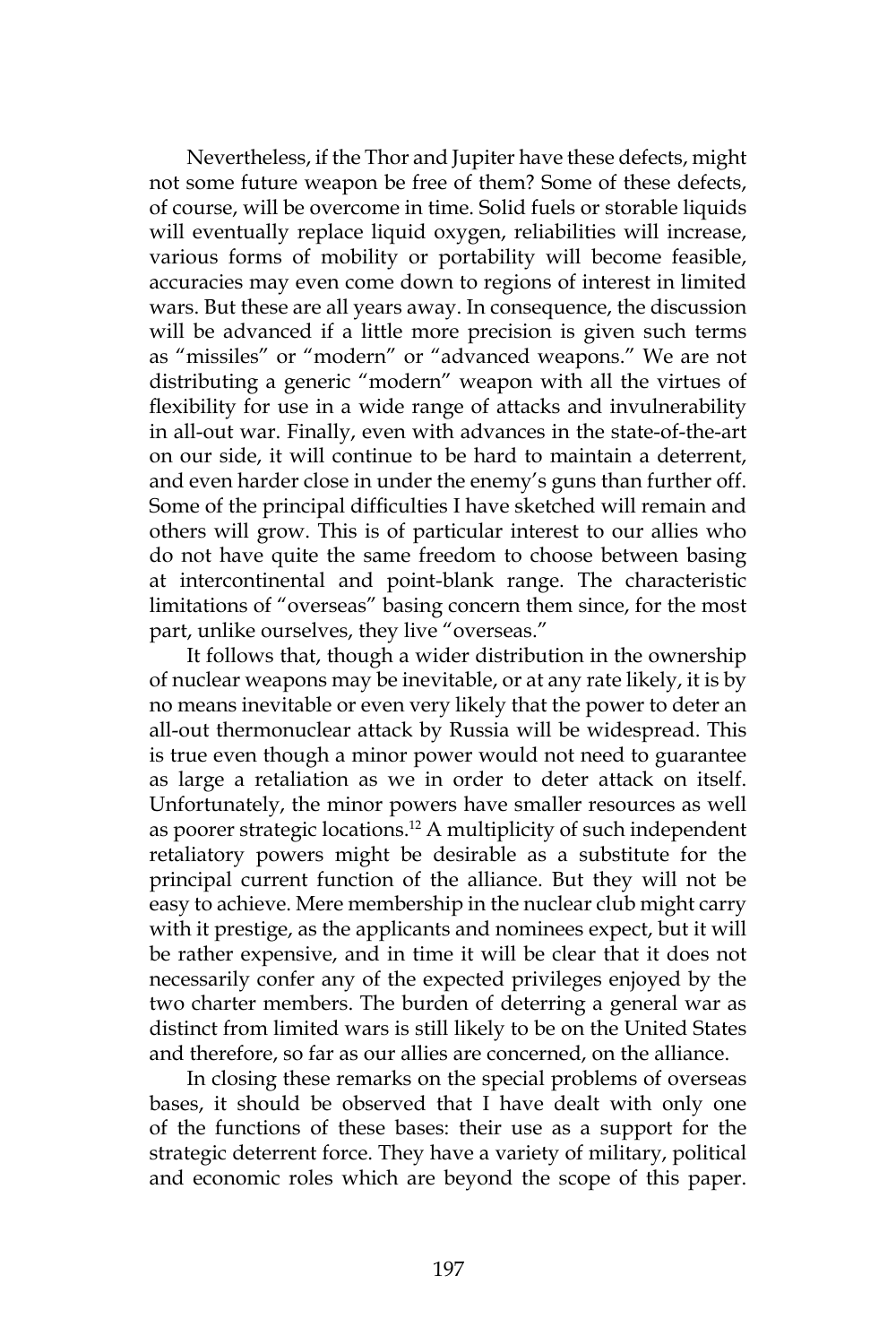Nevertheless, if the Thor and Jupiter have these defects, might not some future weapon be free of them? Some of these defects, of course, will be overcome in time. Solid fuels or storable liquids will eventually replace liquid oxygen, reliabilities will increase, various forms of mobility or portability will become feasible, accuracies may even come down to regions of interest in limited wars. But these are all years away. In consequence, the discussion will be advanced if a little more precision is given such terms as "missiles" or "modern" or "advanced weapons." We are not distributing a generic "modern" weapon with all the virtues of flexibility for use in a wide range of attacks and invulnerability in all-out war. Finally, even with advances in the state-of-the-art on our side, it will continue to be hard to maintain a deterrent, and even harder close in under the enemy's guns than further off. Some of the principal difficulties I have sketched will remain and others will grow. This is of particular interest to our allies who do not have quite the same freedom to choose between basing at intercontinental and point-blank range. The characteristic limitations of "overseas" basing concern them since, for the most part, unlike ourselves, they live "overseas."

It follows that, though a wider distribution in the ownership of nuclear weapons may be inevitable, or at any rate likely, it is by no means inevitable or even very likely that the power to deter an all-out thermonuclear attack by Russia will be widespread. This is true even though a minor power would not need to guarantee as large a retaliation as we in order to deter attack on itself. Unfortunately, the minor powers have smaller resources as well as poorer strategic locations.[12] A multiplicity of such independent retaliatory powers might be desirable as a substitute for the principal current function of the alliance. But they will not be easy to achieve. Mere membership in the nuclear club might carry with it prestige, as the applicants and nominees expect, but it will be rather expensive, and in time it will be clear that it does not necessarily confer any of the expected privileges enjoyed by the two charter members. The burden of deterring a general war as distinct from limited wars is still likely to be on the United States and therefore, so far as our allies are concerned, on the alliance.

In closing these remarks on the special problems of overseas bases, it should be observed that I have dealt with only one of the functions of these bases: their use as a support for the strategic deterrent force. They have a variety of military, political and economic roles which are beyond the scope of this paper.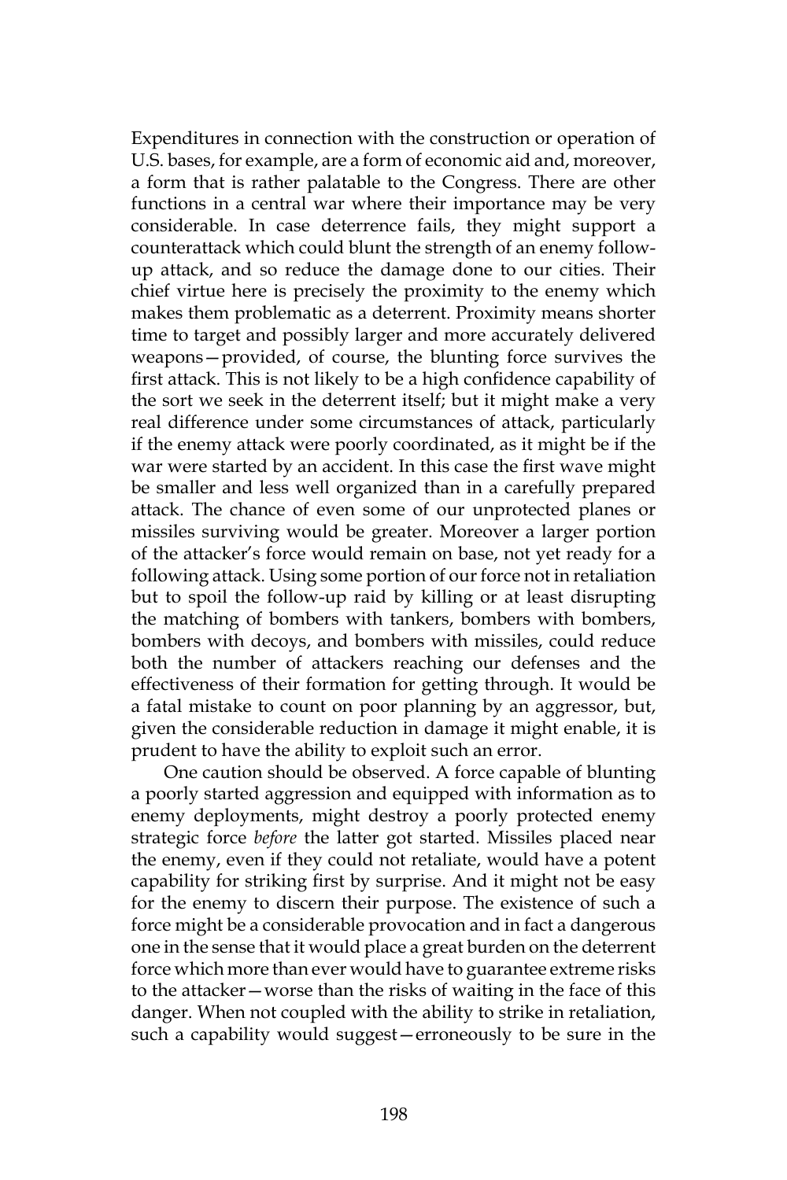Expenditures in connection with the construction or operation of U.S. bases, for example, are a form of economic aid and, moreover, a form that is rather palatable to the Congress. There are other functions in a central war where their importance may be very considerable. In case deterrence fails, they might support a counterattack which could blunt the strength of an enemy follow-up attack, and so reduce the damage done to our cities. Their chief virtue here is precisely the proximity to the enemy which makes them problematic as a deterrent. Proximity means shorter time to target and possibly larger and more accurately delivered weapons—provided, of course, the blunting force survives the first attack. This is not likely to be a high confidence capability of the sort we seek in the deterrent itself; but it might make a very real difference under some circumstances of attack, particularly if the enemy attack were poorly coordinated, as it might be if the war were started by an accident. In this case the first wave might be smaller and less well organized than in a carefully prepared attack. The chance of even some of our unprotected planes or missiles surviving would be greater. Moreover a larger portion of the attacker's force would remain on base, not yet ready for a following attack. Using some portion of our force not in retaliation but to spoil the follow-up raid by killing or at least disrupting the matching of bombers with tankers, bombers with bombers, bombers with decoys, and bombers with missiles, could reduce both the number of attackers reaching our defenses and the effectiveness of their formation for getting through. It would be a fatal mistake to count on poor planning by an aggressor, but, given the considerable reduction in damage it might enable, it is prudent to have the ability to exploit such an error.

One caution should be observed. A force capable of blunting a poorly started aggression and equipped with information as to enemy deployments, might destroy a poorly protected enemy strategic force *before* the latter got started. Missiles placed near the enemy, even if they could not retaliate, would have a potent capability for striking first by surprise. And it might not be easy for the enemy to discern their purpose. The existence of such a force might be a considerable provocation and in fact a dangerous one in the sense that it would place a great burden on the deterrent force which more than ever would have to guarantee extreme risks to the attacker—worse than the risks of waiting in the face of this danger. When not coupled with the ability to strike in retaliation, such a capability would suggest—erroneously to be sure in the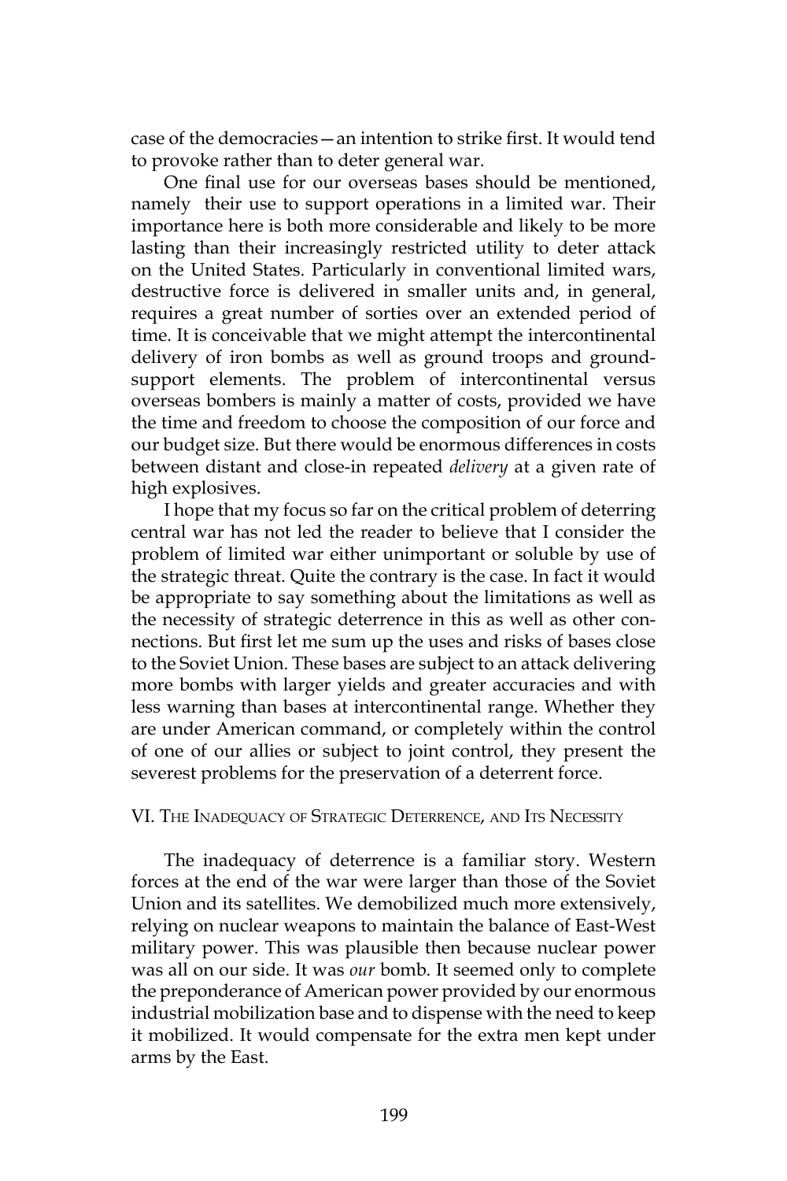case of the democracies—an intention to strike first. It would tend to provoke rather than to deter general war.

One final use for our overseas bases should be mentioned, namely their use to support operations in a limited war. Their importance here is both more considerable and likely to be more lasting than their increasingly restricted utility to deter attack on the United States. Particularly in conventional limited wars, destructive force is delivered in smaller units and, in general, requires a great number of sorties over an extended period of time. It is conceivable that we might attempt the intercontinental delivery of iron bombs as well as ground troops and ground-support elements. The problem of intercontinental versus overseas bombers is mainly a matter of costs, provided we have the time and freedom to choose the composition of our force and our budget size. But there would be enormous differences in costs between distant and close-in repeated *delivery* at a given rate of high explosives.

I hope that my focus so far on the critical problem of deterring central war has not led the reader to believe that I consider the problem of limited war either unimportant or soluble by use of the strategic threat. Quite the contrary is the case. In fact it would be appropriate to say something about the limitations as well as the necessity of strategic deterrence in this as well as other connections. But first let me sum up the uses and risks of bases close to the Soviet Union. These bases are subject to an attack delivering more bombs with larger yields and greater accuracies and with less warning than bases at intercontinental range. Whether they are under American command, or completely within the control of one of our allies or subject to joint control, they present the severest problems for the preservation of a deterrent force.

## VI. The Inadequacy of Strategic Deterrence, and Its Necessity

The inadequacy of deterrence is a familiar story. Western forces at the end of the war were larger than those of the Soviet Union and its satellites. We demobilized much more extensively, relying on nuclear weapons to maintain the balance of East-West military power. This was plausible then because nuclear power was all on our side. It was *our* bomb. It seemed only to complete the preponderance of American power provided by our enormous industrial mobilization base and to dispense with the need to keep it mobilized. It would compensate for the extra men kept under arms by the East.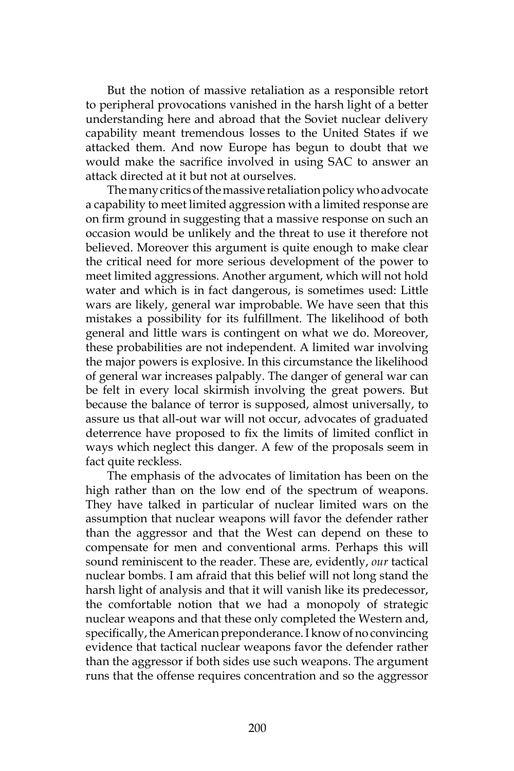But the notion of massive retaliation as a responsible retort to peripheral provocations vanished in the harsh light of a better understanding here and abroad that the Soviet nuclear delivery capability meant tremendous losses to the United States if we attacked them. And now Europe has begun to doubt that we would make the sacrifice involved in using SAC to answer an attack directed at it but not at ourselves.

The many critics of the massive retaliation policy who advocate a capability to meet limited aggression with a limited response are on firm ground in suggesting that a massive response on such an occasion would be unlikely and the threat to use it therefore not believed. Moreover this argument is quite enough to make clear the critical need for more serious development of the power to meet limited aggressions. Another argument, which will not hold water and which is in fact dangerous, is sometimes used: Little wars are likely, general war improbable. We have seen that this mistakes a possibility for its fulfillment. The likelihood of both general and little wars is contingent on what we do. Moreover, these probabilities are not independent. A limited war involving the major powers is explosive. In this circumstance the likelihood of general war increases palpably. The danger of general war can be felt in every local skirmish involving the great powers. But because the balance of terror is supposed, almost universally, to assure us that all-out war will not occur, advocates of graduated deterrence have proposed to fix the limits of limited conflict in ways which neglect this danger. A few of the proposals seem in fact quite reckless.

The emphasis of the advocates of limitation has been on the high rather than on the low end of the spectrum of weapons. They have talked in particular of nuclear limited wars on the assumption that nuclear weapons will favor the defender rather than the aggressor and that the West can depend on these to compensate for men and conventional arms. Perhaps this will sound reminiscent to the reader. These are, evidently, *our* tactical nuclear bombs. I am afraid that this belief will not long stand the harsh light of analysis and that it will vanish like its predecessor, the comfortable notion that we had a monopoly of strategic nuclear weapons and that these only completed the Western and, specifically, the American preponderance. I know of no convincing evidence that tactical nuclear weapons favor the defender rather than the aggressor if both sides use such weapons. The argument runs that the offense requires concentration and so the aggressor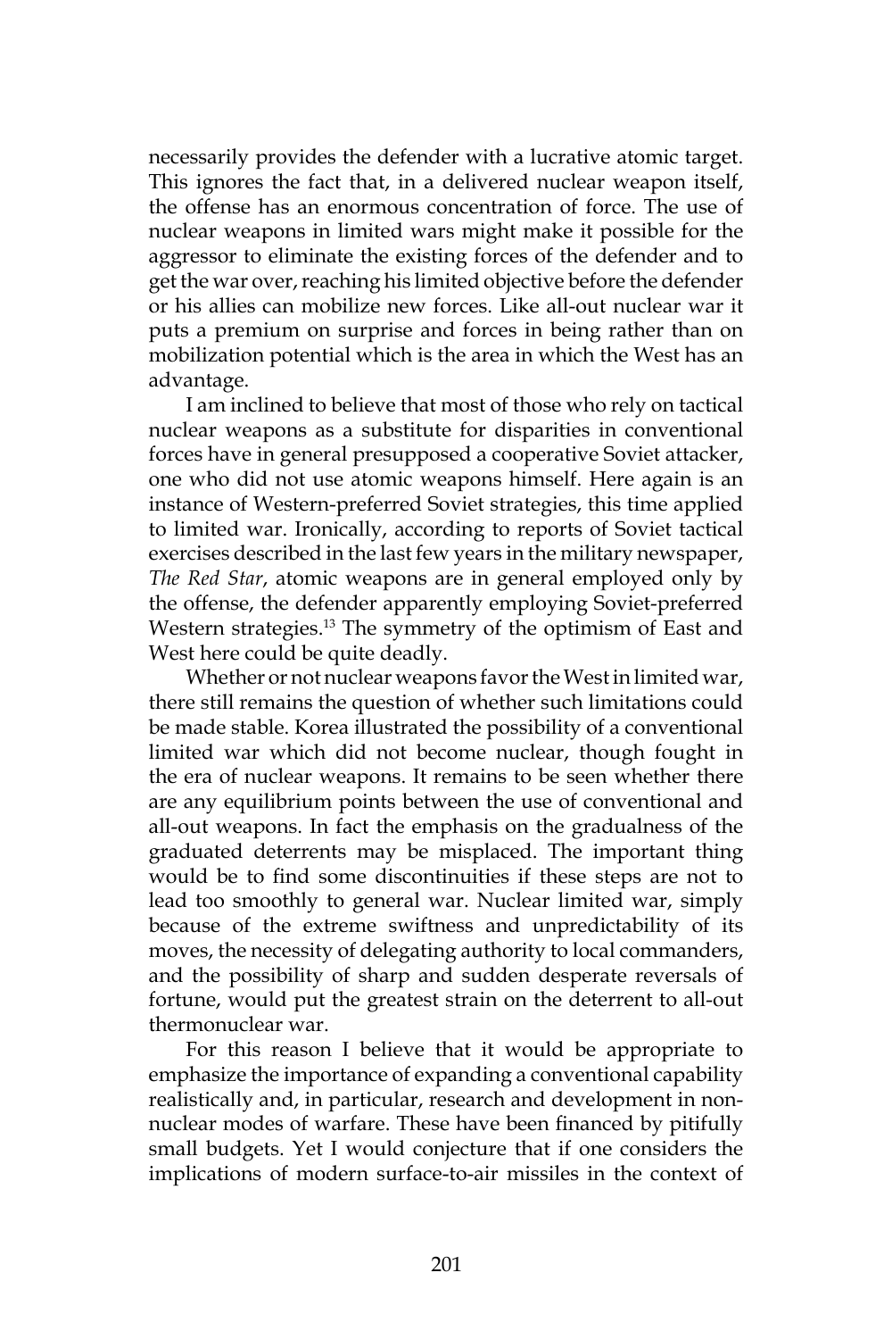necessarily provides the defender with a lucrative atomic target. This ignores the fact that, in a delivered nuclear weapon itself, the offense has an enormous concentration of force. The use of nuclear weapons in limited wars might make it possible for the aggressor to eliminate the existing forces of the defender and to get the war over, reaching his limited objective before the defender or his allies can mobilize new forces. Like all-out nuclear war it puts a premium on surprise and forces in being rather than on mobilization potential which is the area in which the West has an advantage.

I am inclined to believe that most of those who rely on tactical nuclear weapons as a substitute for disparities in conventional forces have in general presupposed a cooperative Soviet attacker, one who did not use atomic weapons himself. Here again is an instance of Western-preferred Soviet strategies, this time applied to limited war. Ironically, according to reports of Soviet tactical exercises described in the last few years in the military newspaper, *The Red Star*, atomic weapons are in general employed only by the offense, the defender apparently employing Soviet-preferred Western strategies.[13] The symmetry of the optimism of East and West here could be quite deadly.

Whether or not nuclear weapons favor the West in limited war, there still remains the question of whether such limitations could be made stable. Korea illustrated the possibility of a conventional limited war which did not become nuclear, though fought in the era of nuclear weapons. It remains to be seen whether there are any equilibrium points between the use of conventional and all-out weapons. In fact the emphasis on the gradualness of the graduated deterrents may be misplaced. The important thing would be to find some discontinuities if these steps are not to lead too smoothly to general war. Nuclear limited war, simply because of the extreme swiftness and unpredictability of its moves, the necessity of delegating authority to local commanders, and the possibility of sharp and sudden desperate reversals of fortune, would put the greatest strain on the deterrent to all-out thermonuclear war.

For this reason I believe that it would be appropriate to emphasize the importance of expanding a conventional capability realistically and, in particular, research and development in non-nuclear modes of warfare. These have been financed by pitifully small budgets. Yet I would conjecture that if one considers the implications of modern surface-to-air missiles in the context of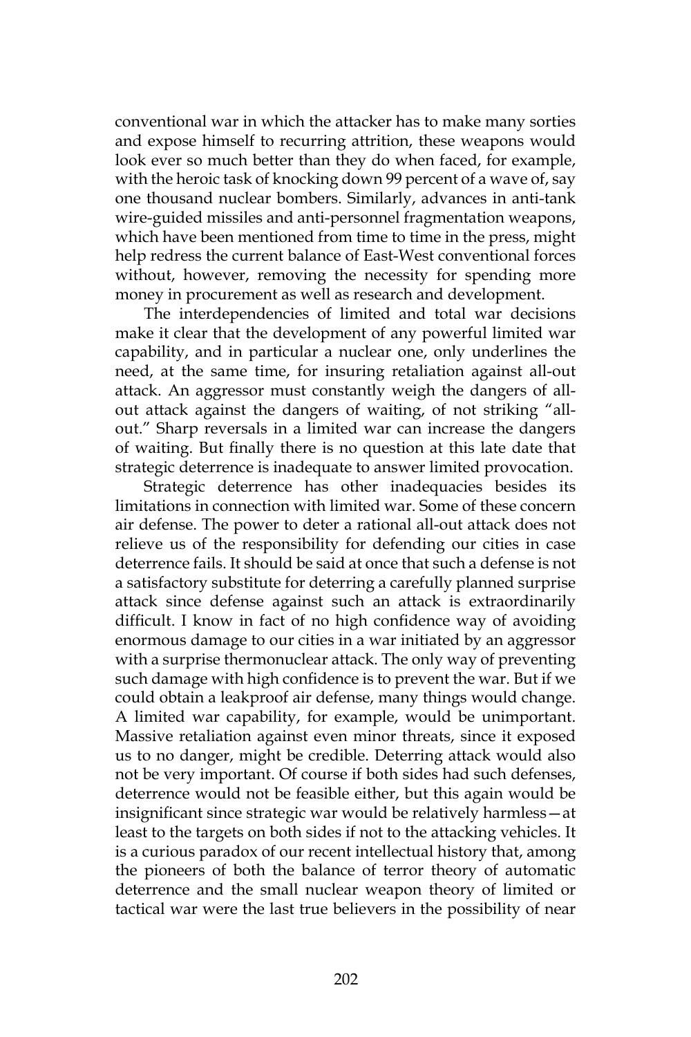conventional war in which the attacker has to make many sorties and expose himself to recurring attrition, these weapons would look ever so much better than they do when faced, for example, with the heroic task of knocking down 99 percent of a wave of, say one thousand nuclear bombers. Similarly, advances in anti-tank wire-guided missiles and anti-personnel fragmentation weapons, which have been mentioned from time to time in the press, might help redress the current balance of East-West conventional forces without, however, removing the necessity for spending more money in procurement as well as research and development.

The interdependencies of limited and total war decisions make it clear that the development of any powerful limited war capability, and in particular a nuclear one, only underlines the need, at the same time, for insuring retaliation against all-out attack. An aggressor must constantly weigh the dangers of all-out attack against the dangers of waiting, of not striking "all-out." Sharp reversals in a limited war can increase the dangers of waiting. But finally there is no question at this late date that strategic deterrence is inadequate to answer limited provocation.

Strategic deterrence has other inadequacies besides its limitations in connection with limited war. Some of these concern air defense. The power to deter a rational all-out attack does not relieve us of the responsibility for defending our cities in case deterrence fails. It should be said at once that such a defense is not a satisfactory substitute for deterring a carefully planned surprise attack since defense against such an attack is extraordinarily difficult. I know in fact of no high confidence way of avoiding enormous damage to our cities in a war initiated by an aggressor with a surprise thermonuclear attack. The only way of preventing such damage with high confidence is to prevent the war. But if we could obtain a leakproof air defense, many things would change. A limited war capability, for example, would be unimportant. Massive retaliation against even minor threats, since it exposed us to no danger, might be credible. Deterring attack would also not be very important. Of course if both sides had such defenses, deterrence would not be feasible either, but this again would be insignificant since strategic war would be relatively harmless—at least to the targets on both sides if not to the attacking vehicles. It is a curious paradox of our recent intellectual history that, among the pioneers of both the balance of terror theory of automatic deterrence and the small nuclear weapon theory of limited or tactical war were the last true believers in the possibility of near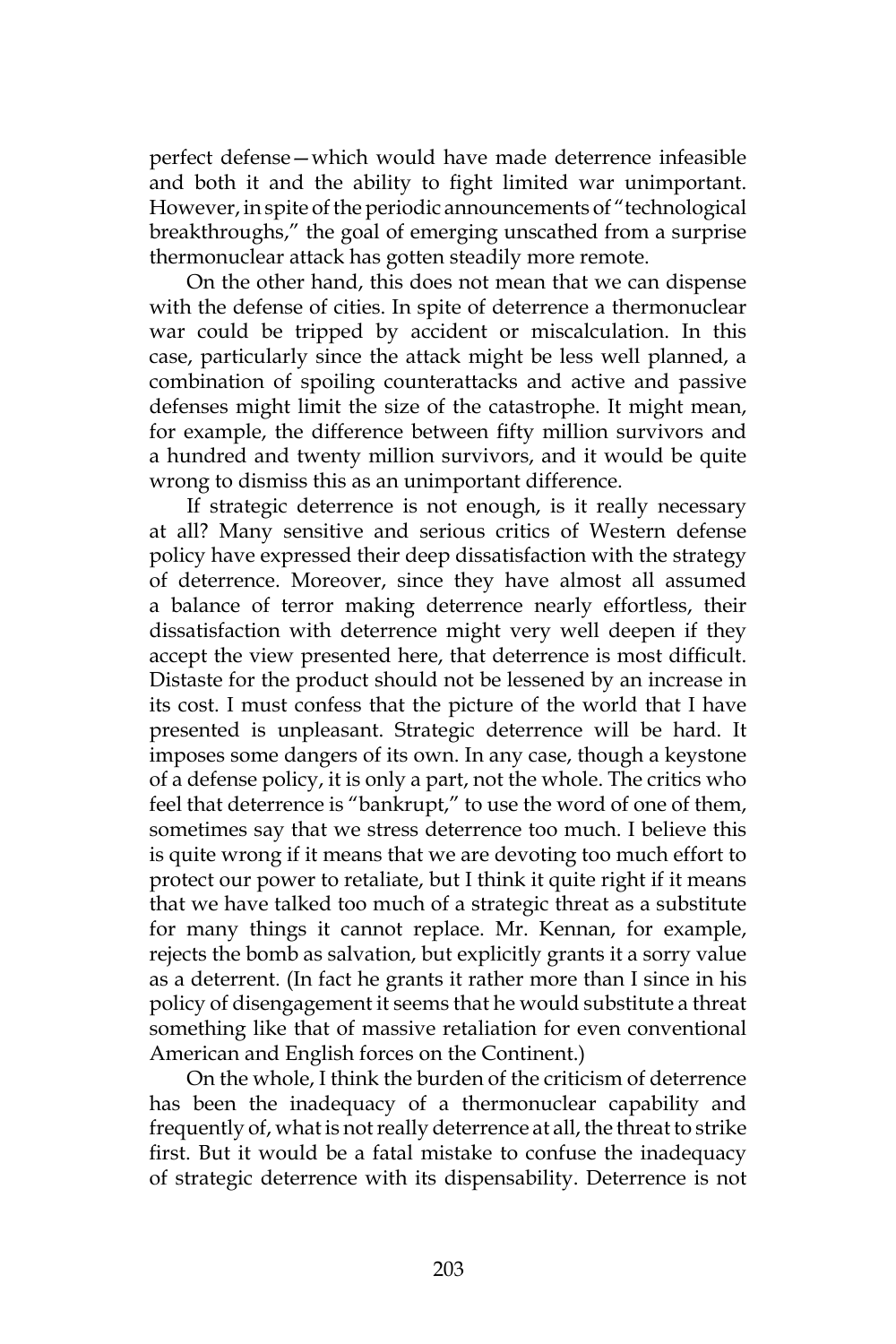perfect defense—which would have made deterrence infeasible and both it and the ability to fight limited war unimportant. However, in spite of the periodic announcements of "technological breakthroughs," the goal of emerging unscathed from a surprise thermonuclear attack has gotten steadily more remote.

On the other hand, this does not mean that we can dispense with the defense of cities. In spite of deterrence a thermonuclear war could be tripped by accident or miscalculation. In this case, particularly since the attack might be less well planned, a combination of spoiling counterattacks and active and passive defenses might limit the size of the catastrophe. It might mean, for example, the difference between fifty million survivors and a hundred and twenty million survivors, and it would be quite wrong to dismiss this as an unimportant difference.

If strategic deterrence is not enough, is it really necessary at all? Many sensitive and serious critics of Western defense policy have expressed their deep dissatisfaction with the strategy of deterrence. Moreover, since they have almost all assumed a balance of terror making deterrence nearly effortless, their dissatisfaction with deterrence might very well deepen if they accept the view presented here, that deterrence is most difficult. Distaste for the product should not be lessened by an increase in its cost. I must confess that the picture of the world that I have presented is unpleasant. Strategic deterrence will be hard. It imposes some dangers of its own. In any case, though a keystone of a defense policy, it is only a part, not the whole. The critics who feel that deterrence is "bankrupt," to use the word of one of them, sometimes say that we stress deterrence too much. I believe this is quite wrong if it means that we are devoting too much effort to protect our power to retaliate, but I think it quite right if it means that we have talked too much of a strategic threat as a substitute for many things it cannot replace. Mr. Kennan, for example, rejects the bomb as salvation, but explicitly grants it a sorry value as a deterrent. (In fact he grants it rather more than I since in his policy of disengagement it seems that he would substitute a threat something like that of massive retaliation for even conventional American and English forces on the Continent.)

On the whole, I think the burden of the criticism of deterrence has been the inadequacy of a thermonuclear capability and frequently of, what is not really deterrence at all, the threat to strike first. But it would be a fatal mistake to confuse the inadequacy of strategic deterrence with its dispensability. Deterrence is not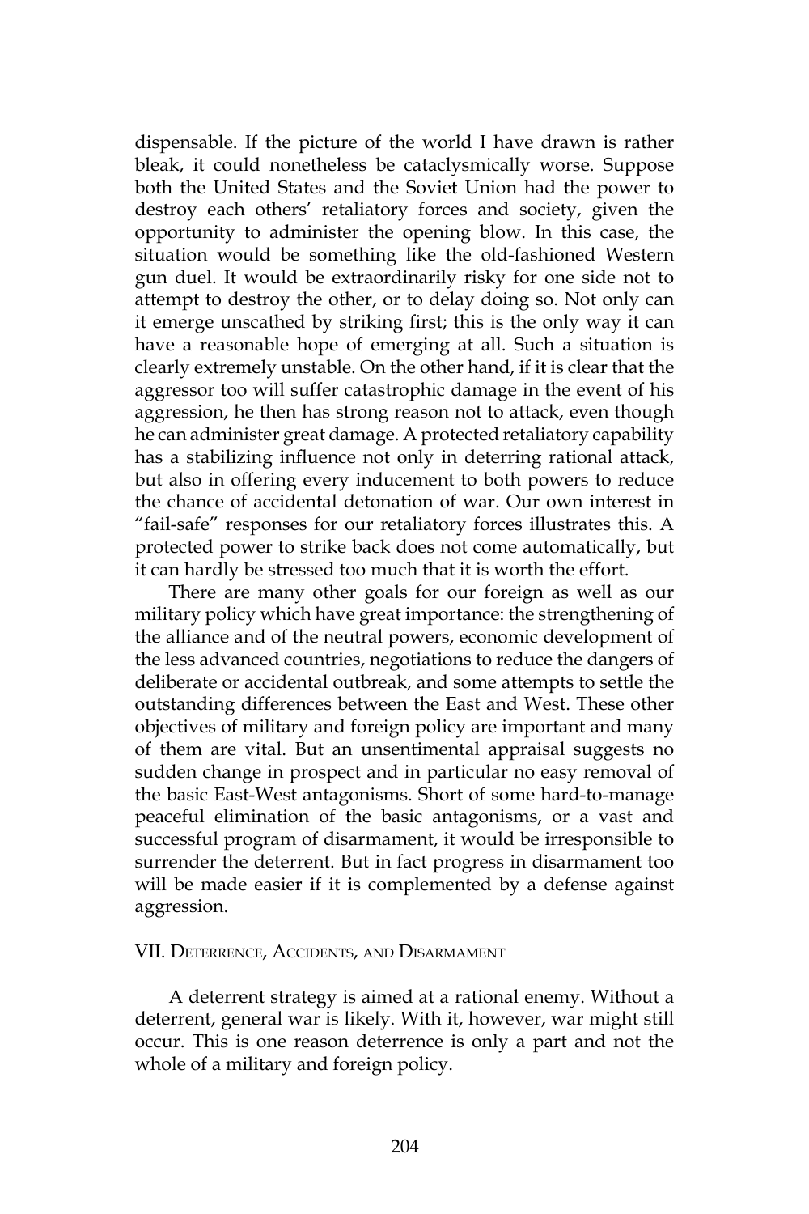dispensable. If the picture of the world I have drawn is rather bleak, it could nonetheless be cataclysmically worse. Suppose both the United States and the Soviet Union had the power to destroy each others' retaliatory forces and society, given the opportunity to administer the opening blow. In this case, the situation would be something like the old-fashioned Western gun duel. It would be extraordinarily risky for one side not to attempt to destroy the other, or to delay doing so. Not only can it emerge unscathed by striking first; this is the only way it can have a reasonable hope of emerging at all. Such a situation is clearly extremely unstable. On the other hand, if it is clear that the aggressor too will suffer catastrophic damage in the event of his aggression, he then has strong reason not to attack, even though he can administer great damage. A protected retaliatory capability has a stabilizing influence not only in deterring rational attack, but also in offering every inducement to both powers to reduce the chance of accidental detonation of war. Our own interest in "fail-safe" responses for our retaliatory forces illustrates this. A protected power to strike back does not come automatically, but it can hardly be stressed too much that it is worth the effort.

There are many other goals for our foreign as well as our military policy which have great importance: the strengthening of the alliance and of the neutral powers, economic development of the less advanced countries, negotiations to reduce the dangers of deliberate or accidental outbreak, and some attempts to settle the outstanding differences between the East and West. These other objectives of military and foreign policy are important and many of them are vital. But an unsentimental appraisal suggests no sudden change in prospect and in particular no easy removal of the basic East-West antagonisms. Short of some hard-to-manage peaceful elimination of the basic antagonisms, or a vast and successful program of disarmament, it would be irresponsible to surrender the deterrent. But in fact progress in disarmament too will be made easier if it is complemented by a defense against aggression.

## VII. Deterrence, Accidents, and Disarmament

A deterrent strategy is aimed at a rational enemy. Without a deterrent, general war is likely. With it, however, war might still occur. This is one reason deterrence is only a part and not the whole of a military and foreign policy.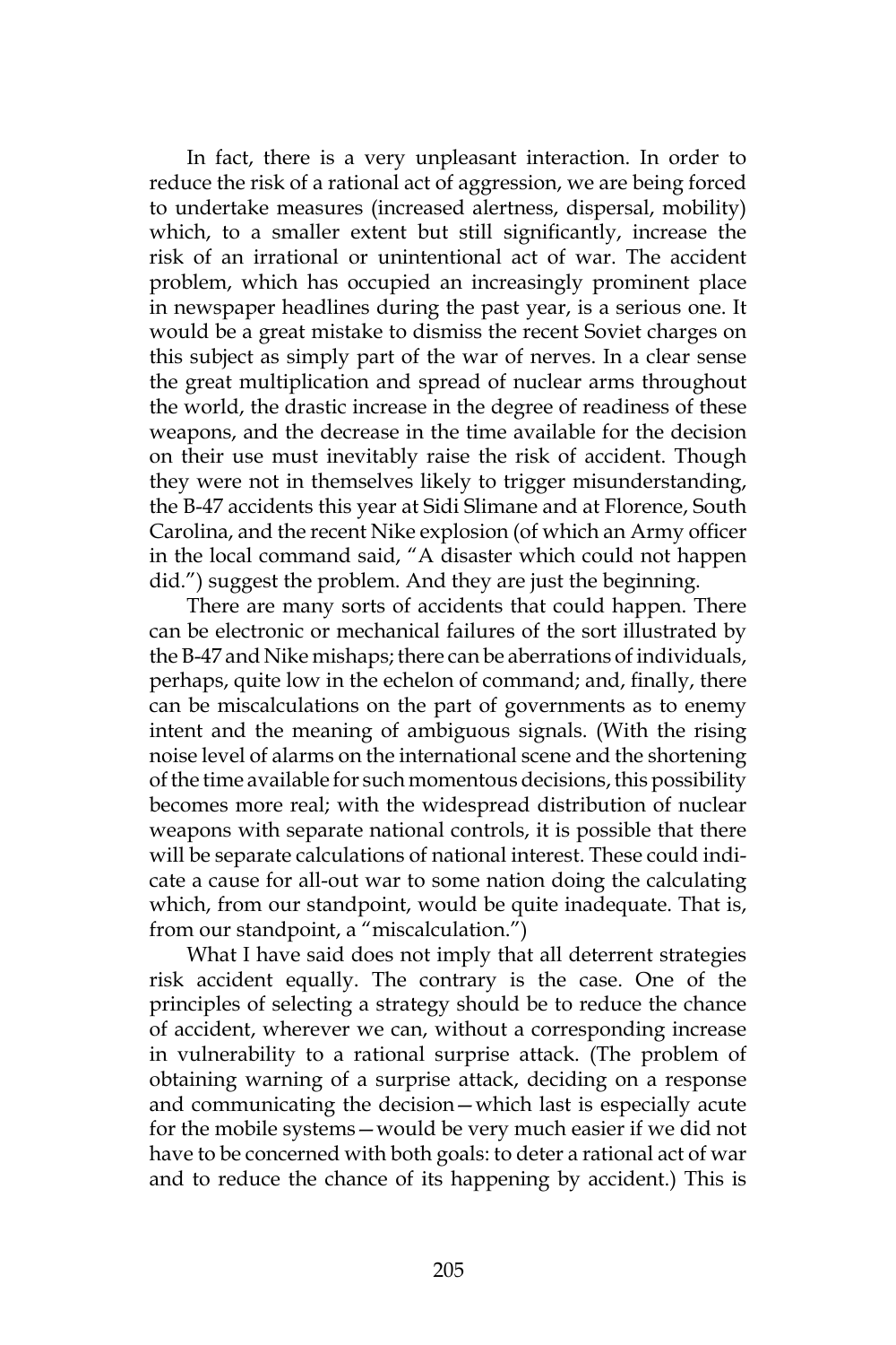In fact, there is a very unpleasant interaction. In order to reduce the risk of a rational act of aggression, we are being forced to undertake measures (increased alertness, dispersal, mobility) which, to a smaller extent but still significantly, increase the risk of an irrational or unintentional act of war. The accident problem, which has occupied an increasingly prominent place in newspaper headlines during the past year, is a serious one. It would be a great mistake to dismiss the recent Soviet charges on this subject as simply part of the war of nerves. In a clear sense the great multiplication and spread of nuclear arms throughout the world, the drastic increase in the degree of readiness of these weapons, and the decrease in the time available for the decision on their use must inevitably raise the risk of accident. Though they were not in themselves likely to trigger misunderstanding, the B-47 accidents this year at Sidi Slimane and at Florence, South Carolina, and the recent Nike explosion (of which an Army officer in the local command said, "A disaster which could not happen did.") suggest the problem. And they are just the beginning.

There are many sorts of accidents that could happen. There can be electronic or mechanical failures of the sort illustrated by the B-47 and Nike mishaps; there can be aberrations of individuals, perhaps, quite low in the echelon of command; and, finally, there can be miscalculations on the part of governments as to enemy intent and the meaning of ambiguous signals. (With the rising noise level of alarms on the international scene and the shortening of the time available for such momentous decisions, this possibility becomes more real; with the widespread distribution of nuclear weapons with separate national controls, it is possible that there will be separate calculations of national interest. These could indicate a cause for all-out war to some nation doing the calculating which, from our standpoint, would be quite inadequate. That is, from our standpoint, a "miscalculation.")

What I have said does not imply that all deterrent strategies risk accident equally. The contrary is the case. One of the principles of selecting a strategy should be to reduce the chance of accident, wherever we can, without a corresponding increase in vulnerability to a rational surprise attack. (The problem of obtaining warning of a surprise attack, deciding on a response and communicating the decision—which last is especially acute for the mobile systems—would be very much easier if we did not have to be concerned with both goals: to deter a rational act of war and to reduce the chance of its happening by accident.) This is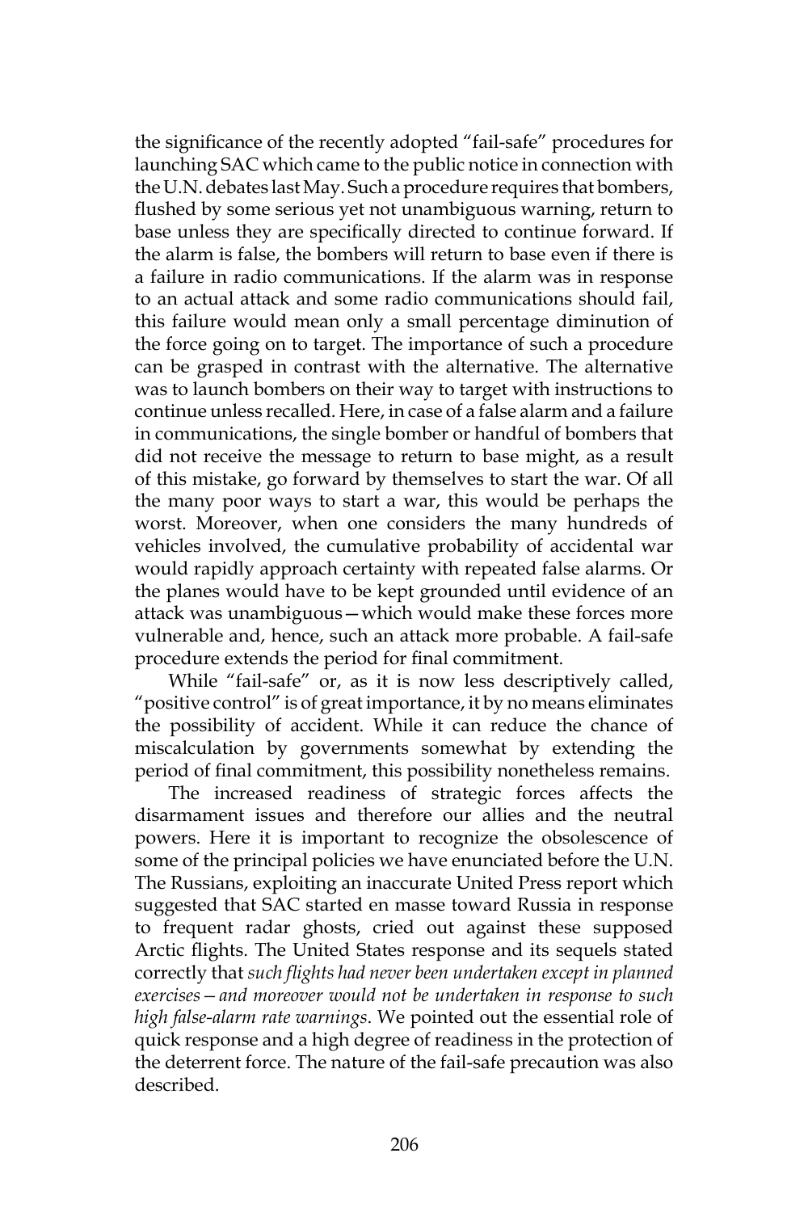the significance of the recently adopted "fail-safe" procedures for launching SAC which came to the public notice in connection with the U.N. debates last May. Such a procedure requires that bombers, flushed by some serious yet not unambiguous warning, return to base unless they are specifically directed to continue forward. If the alarm is false, the bombers will return to base even if there is a failure in radio communications. If the alarm was in response to an actual attack and some radio communications should fail, this failure would mean only a small percentage diminution of the force going on to target. The importance of such a procedure can be grasped in contrast with the alternative. The alternative was to launch bombers on their way to target with instructions to continue unless recalled. Here, in case of a false alarm and a failure in communications, the single bomber or handful of bombers that did not receive the message to return to base might, as a result of this mistake, go forward by themselves to start the war. Of all the many poor ways to start a war, this would be perhaps the worst. Moreover, when one considers the many hundreds of vehicles involved, the cumulative probability of accidental war would rapidly approach certainty with repeated false alarms. Or the planes would have to be kept grounded until evidence of an attack was unambiguous—which would make these forces more vulnerable and, hence, such an attack more probable. A fail-safe procedure extends the period for final commitment.

While "fail-safe" or, as it is now less descriptively called, "positive control" is of great importance, it by no means eliminates the possibility of accident. While it can reduce the chance of miscalculation by governments somewhat by extending the period of final commitment, this possibility nonetheless remains.

The increased readiness of strategic forces affects the disarmament issues and therefore our allies and the neutral powers. Here it is important to recognize the obsolescence of some of the principal policies we have enunciated before the U.N. The Russians, exploiting an inaccurate United Press report which suggested that SAC started en masse toward Russia in response to frequent radar ghosts, cried out against these supposed Arctic flights. The United States response and its sequels stated correctly that *such flights had never been undertaken except in planned exercises—and moreover would not be undertaken in response to such high false-alarm rate warnings*. We pointed out the essential role of quick response and a high degree of readiness in the protection of the deterrent force. The nature of the fail-safe precaution was also described.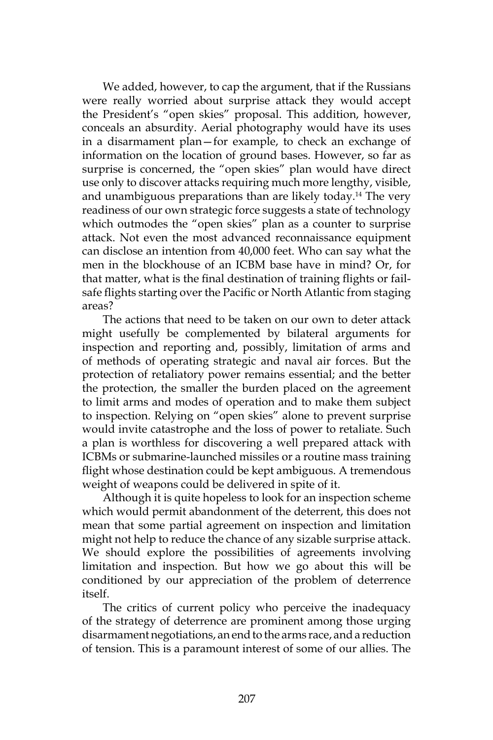We added, however, to cap the argument, that if the Russians were really worried about surprise attack they would accept the President's "open skies" proposal. This addition, however, conceals an absurdity. Aerial photography would have its uses in a disarmament plan—for example, to check an exchange of information on the location of ground bases. However, so far as surprise is concerned, the "open skies" plan would have direct use only to discover attacks requiring much more lengthy, visible, and unambiguous preparations than are likely today.[14] The very readiness of our own strategic force suggests a state of technology which outmodes the "open skies" plan as a counter to surprise attack. Not even the most advanced reconnaissance equipment can disclose an intention from 40,000 feet. Who can say what the men in the blockhouse of an ICBM base have in mind? Or, for that matter, what is the final destination of training flights or fail-safe flights starting over the Pacific or North Atlantic from staging areas?

The actions that need to be taken on our own to deter attack might usefully be complemented by bilateral arguments for inspection and reporting and, possibly, limitation of arms and of methods of operating strategic and naval air forces. But the protection of retaliatory power remains essential; and the better the protection, the smaller the burden placed on the agreement to limit arms and modes of operation and to make them subject to inspection. Relying on "open skies" alone to prevent surprise would invite catastrophe and the loss of power to retaliate. Such a plan is worthless for discovering a well prepared attack with ICBMs or submarine-launched missiles or a routine mass training flight whose destination could be kept ambiguous. A tremendous weight of weapons could be delivered in spite of it.

Although it is quite hopeless to look for an inspection scheme which would permit abandonment of the deterrent, this does not mean that some partial agreement on inspection and limitation might not help to reduce the chance of any sizable surprise attack. We should explore the possibilities of agreements involving limitation and inspection. But how we go about this will be conditioned by our appreciation of the problem of deterrence itself.

The critics of current policy who perceive the inadequacy of the strategy of deterrence are prominent among those urging disarmament negotiations, an end to the arms race, and a reduction of tension. This is a paramount interest of some of our allies. The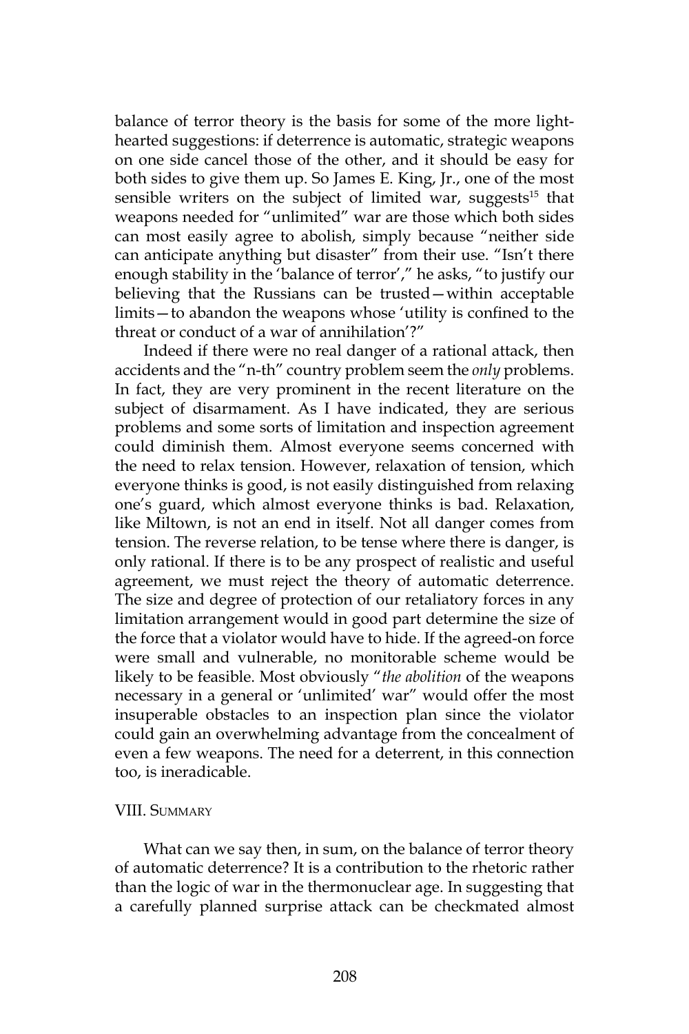balance of terror theory is the basis for some of the more light-hearted suggestions: if deterrence is automatic, strategic weapons on one side cancel those of the other, and it should be easy for both sides to give them up. So James E. King, Jr., one of the most sensible writers on the subject of limited war, suggests[15] that weapons needed for "unlimited" war are those which both sides can most easily agree to abolish, simply because "neither side can anticipate anything but disaster" from their use. "Isn't there enough stability in the 'balance of terror'," he asks, "to justify our believing that the Russians can be trusted—within acceptable limits—to abandon the weapons whose 'utility is confined to the threat or conduct of a war of annihilation'?"

Indeed if there were no real danger of a rational attack, then accidents and the "n-th" country problem seem the *only* problems. In fact, they are very prominent in the recent literature on the subject of disarmament. As I have indicated, they are serious problems and some sorts of limitation and inspection agreement could diminish them. Almost everyone seems concerned with the need to relax tension. However, relaxation of tension, which everyone thinks is good, is not easily distinguished from relaxing one's guard, which almost everyone thinks is bad. Relaxation, like Miltown, is not an end in itself. Not all danger comes from tension. The reverse relation, to be tense where there is danger, is only rational. If there is to be any prospect of realistic and useful agreement, we must reject the theory of automatic deterrence. The size and degree of protection of our retaliatory forces in any limitation arrangement would in good part determine the size of the force that a violator would have to hide. If the agreed-on force were small and vulnerable, no monitorable scheme would be likely to be feasible. Most obviously "*the abolition* of the weapons necessary in a general or 'unlimited' war" would offer the most insuperable obstacles to an inspection plan since the violator could gain an overwhelming advantage from the concealment of even a few weapons. The need for a deterrent, in this connection too, is ineradicable.

## VIII. Summary

What can we say then, in sum, on the balance of terror theory of automatic deterrence? It is a contribution to the rhetoric rather than the logic of war in the thermonuclear age. In suggesting that a carefully planned surprise attack can be checkmated almost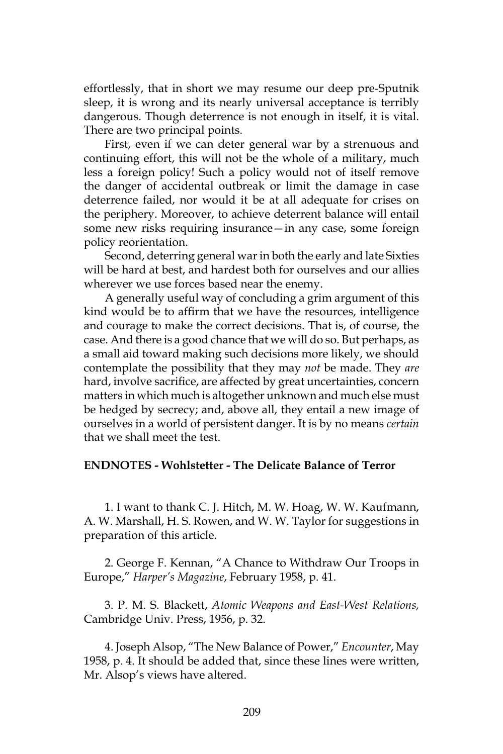effortlessly, that in short we may resume our deep pre-Sputnik sleep, it is wrong and its nearly universal acceptance is terribly dangerous. Though deterrence is not enough in itself, it is vital. There are two principal points.

First, even if we can deter general war by a strenuous and continuing effort, this will not be the whole of a military, much less a foreign policy! Such a policy would not of itself remove the danger of accidental outbreak or limit the damage in case deterrence failed, nor would it be at all adequate for crises on the periphery. Moreover, to achieve deterrent balance will entail some new risks requiring insurance—in any case, some foreign policy reorientation.

Second, deterring general war in both the early and late Sixties will be hard at best, and hardest both for ourselves and our allies wherever we use forces based near the enemy.

A generally useful way of concluding a grim argument of this kind would be to affirm that we have the resources, intelligence and courage to make the correct decisions. That is, of course, the case. And there is a good chance that we will do so. But perhaps, as a small aid toward making such decisions more likely, we should contemplate the possibility that they may *not* be made. They *are* hard, involve sacrifice, are affected by great uncertainties, concern matters in which much is altogether unknown and much else must be hedged by secrecy; and, above all, they entail a new image of ourselves in a world of persistent danger. It is by no means *certain* that we shall meet the test.

**ENDNOTES - Wohlstetter - The Delicate Balance of Terror**

1. I want to thank C. J. Hitch, M. W. Hoag, W. W. Kaufmann, A. W. Marshall, H. S. Rowen, and W. W. Taylor for suggestions in preparation of this article.

2. George F. Kennan, "A Chance to Withdraw Our Troops in Europe," *Harper's Magazine*, February 1958, p. 41.

3. P. M. S. Blackett, *Atomic Weapons and East-West Relations,* Cambridge Univ. Press, 1956, p. 32.

4. Joseph Alsop, "The New Balance of Power," *Encounter*, May 1958, p. 4. It should be added that, since these lines were written, Mr. Alsop's views have altered.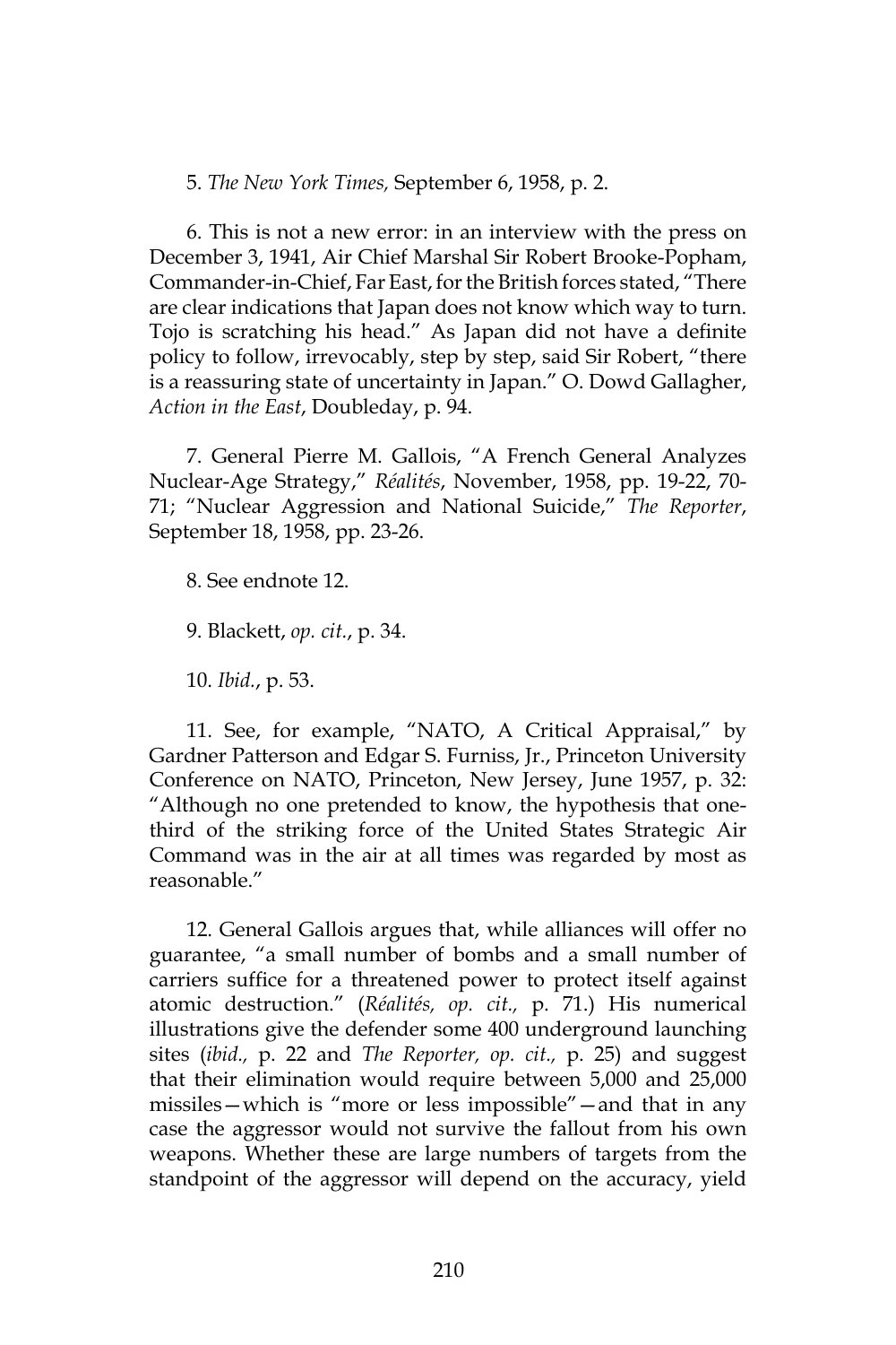5. *The New York Times,* September 6, 1958, p. 2.

6. This is not a new error: in an interview with the press on December 3, 1941, Air Chief Marshal Sir Robert Brooke-Popham, Commander-in-Chief, Far East, for the British forces stated, "There are clear indications that Japan does not know which way to turn. Tojo is scratching his head." As Japan did not have a definite policy to follow, irrevocably, step by step, said Sir Robert, "there is a reassuring state of uncertainty in Japan." O. Dowd Gallagher, *Action in the East*, Doubleday, p. 94.

7. General Pierre M. Gallois, "A French General Analyzes Nuclear-Age Strategy," *Réalités*, November, 1958, pp. 19-22, 70-71; "Nuclear Aggression and National Suicide," *The Reporter*, September 18, 1958, pp. 23-26.

8. See endnote 12.

9. Blackett, *op. cit.*, p. 34.

10. *Ibid.*, p. 53.

11. See, for example, "NATO, A Critical Appraisal," by Gardner Patterson and Edgar S. Furniss, Jr., Princeton University Conference on NATO, Princeton, New Jersey, June 1957, p. 32: "Although no one pretended to know, the hypothesis that one-third of the striking force of the United States Strategic Air Command was in the air at all times was regarded by most as reasonable."

12. General Gallois argues that, while alliances will offer no guarantee, "a small number of bombs and a small number of carriers suffice for a threatened power to protect itself against atomic destruction." (*Réalités, op. cit.,* p. 71.) His numerical illustrations give the defender some 400 underground launching sites (*ibid.,* p. 22 and *The Reporter, op. cit.,* p. 25) and suggest that their elimination would require between 5,000 and 25,000 missiles—which is "more or less impossible"—and that in any case the aggressor would not survive the fallout from his own weapons. Whether these are large numbers of targets from the standpoint of the aggressor will depend on the accuracy, yield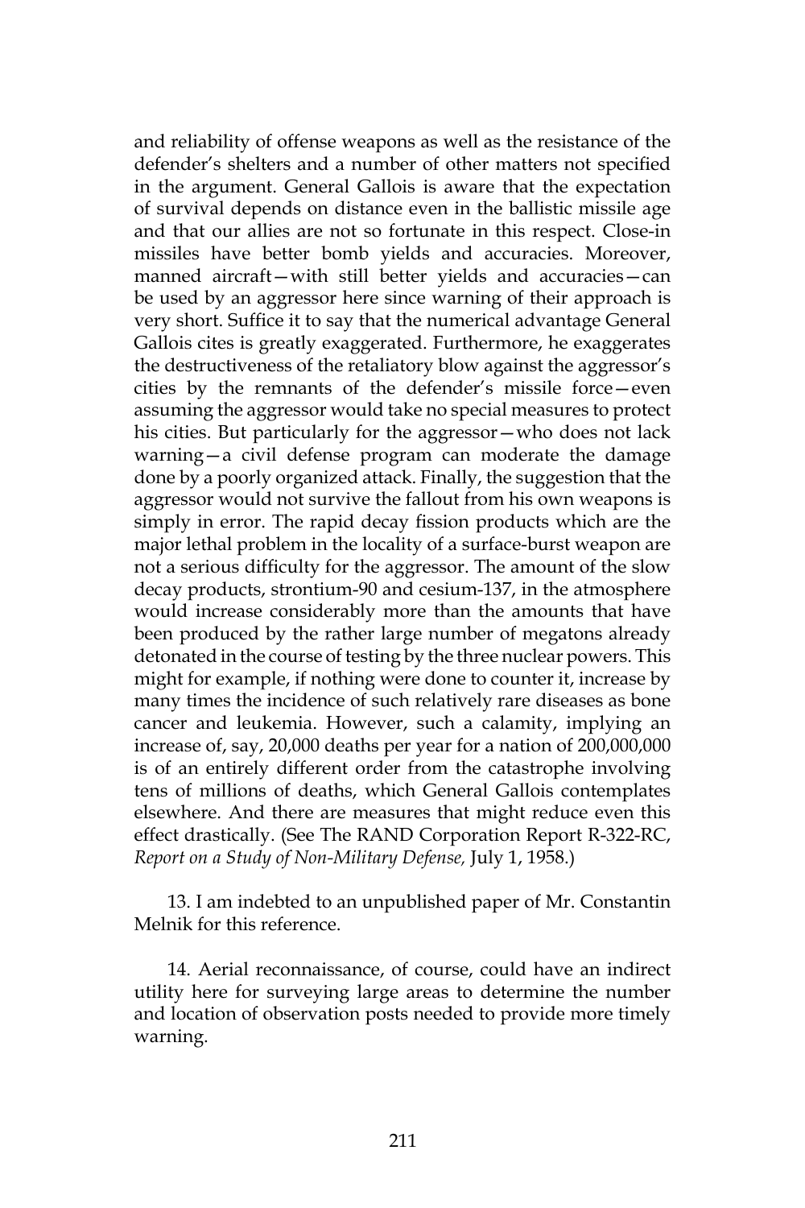and reliability of offense weapons as well as the resistance of the defender's shelters and a number of other matters not specified in the argument. General Gallois is aware that the expectation of survival depends on distance even in the ballistic missile age and that our allies are not so fortunate in this respect. Close-in missiles have better bomb yields and accuracies. Moreover, manned aircraft—with still better yields and accuracies—can be used by an aggressor here since warning of their approach is very short. Suffice it to say that the numerical advantage General Gallois cites is greatly exaggerated. Furthermore, he exaggerates the destructiveness of the retaliatory blow against the aggressor's cities by the remnants of the defender's missile force—even assuming the aggressor would take no special measures to protect his cities. But particularly for the aggressor—who does not lack warning—a civil defense program can moderate the damage done by a poorly organized attack. Finally, the suggestion that the aggressor would not survive the fallout from his own weapons is simply in error. The rapid decay fission products which are the major lethal problem in the locality of a surface-burst weapon are not a serious difficulty for the aggressor. The amount of the slow decay products, strontium-90 and cesium-137, in the atmosphere would increase considerably more than the amounts that have been produced by the rather large number of megatons already detonated in the course of testing by the three nuclear powers. This might for example, if nothing were done to counter it, increase by many times the incidence of such relatively rare diseases as bone cancer and leukemia. However, such a calamity, implying an increase of, say, 20,000 deaths per year for a nation of 200,000,000 is of an entirely different order from the catastrophe involving tens of millions of deaths, which General Gallois contemplates elsewhere. And there are measures that might reduce even this effect drastically. (See The RAND Corporation Report R-322-RC, *Report on a Study of Non-Military Defense,* July 1, 1958.)

13. I am indebted to an unpublished paper of Mr. Constantin Melnik for this reference.

14. Aerial reconnaissance, of course, could have an indirect utility here for surveying large areas to determine the number and location of observation posts needed to provide more timely warning.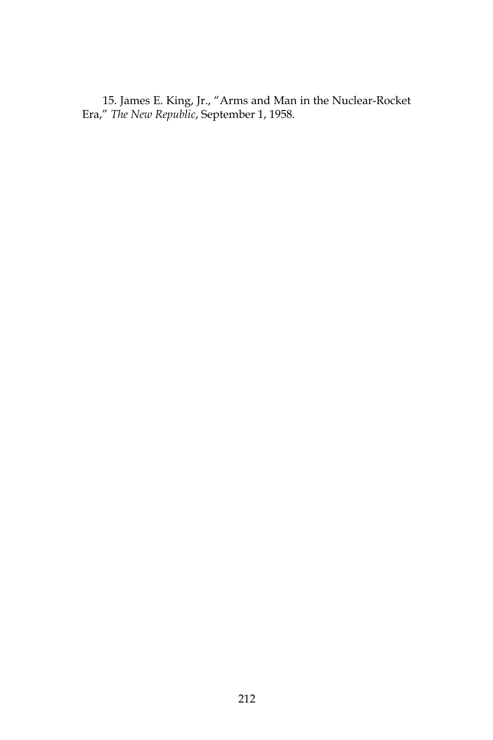15. James E. King, Jr., "Arms and Man in the Nuclear-Rocket Era," *The New Republic*, September 1, 1958.